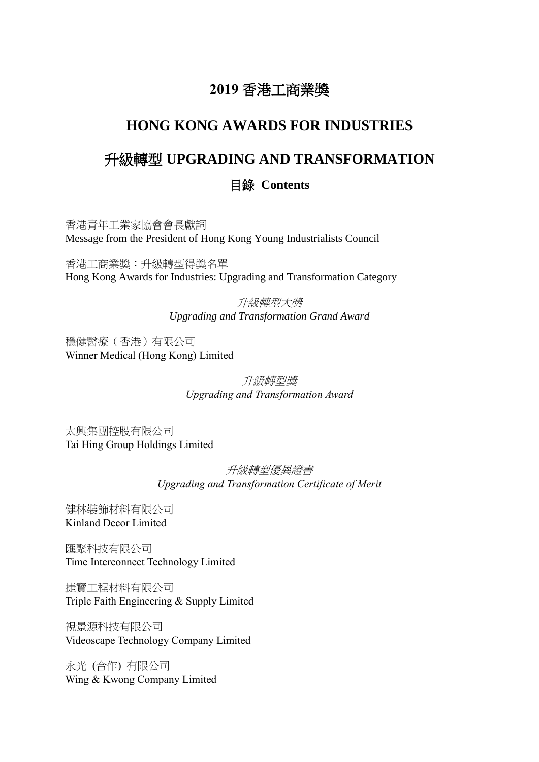# 2019 香港工商業獎

# HONG KONG AWARDS FOR INDUSTRIES

# 升級轉型 UPGRADING AND TRANSFORMATION

## 目錄 Contents

香港青年工業家協會會長獻詞
Message from the President of Hong Kong Young Industrialists Council

香港工商業獎：升級轉型得獎名單
Hong Kong Awards for Industries: Upgrading and Transformation Category

*升級轉型大獎*
*Upgrading and Transformation Grand Award*

穩健醫療（香港）有限公司
Winner Medical (Hong Kong) Limited

*升級轉型獎*
*Upgrading and Transformation Award*

太興集團控股有限公司
Tai Hing Group Holdings Limited

*升級轉型優異證書*
*Upgrading and Transformation Certificate of Merit*

健林裝飾材料有限公司
Kinland Decor Limited

匯聚科技有限公司
Time Interconnect Technology Limited

捷寶工程材料有限公司
Triple Faith Engineering & Supply Limited

視景源科技有限公司
Videoscape Technology Company Limited

永光 (合作) 有限公司
Wing & Kwong Company Limited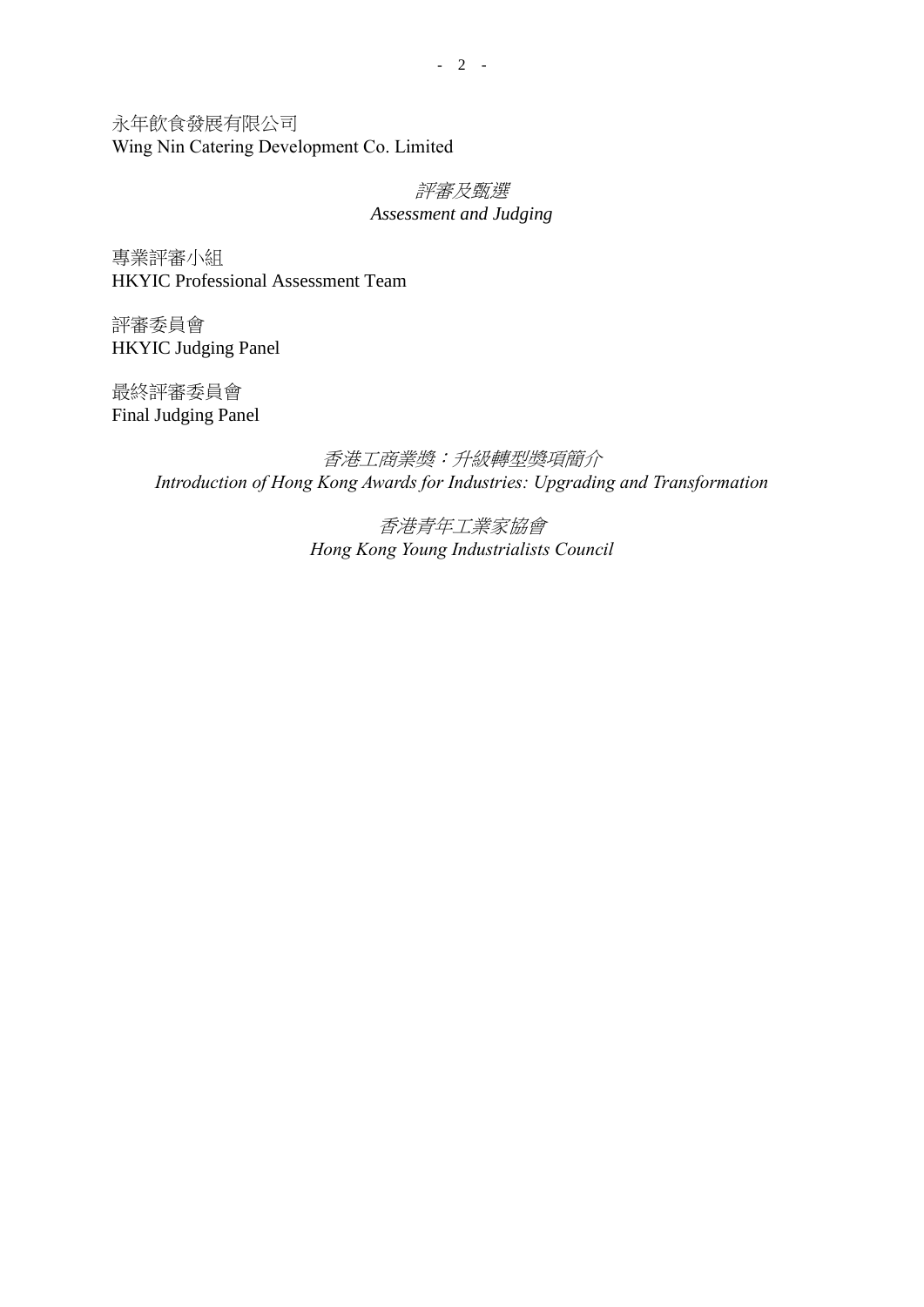永年飲食發展有限公司
Wing Nin Catering Development Co. Limited

*評審及甄選*
*Assessment and Judging*

專業評審小組
HKYIC Professional Assessment Team

評審委員會
HKYIC Judging Panel

最終評審委員會
Final Judging Panel

*香港工商業獎：升級轉型獎項簡介*
*Introduction of Hong Kong Awards for Industries: Upgrading and Transformation*

*香港青年工業家協會*
*Hong Kong Young Industrialists Council*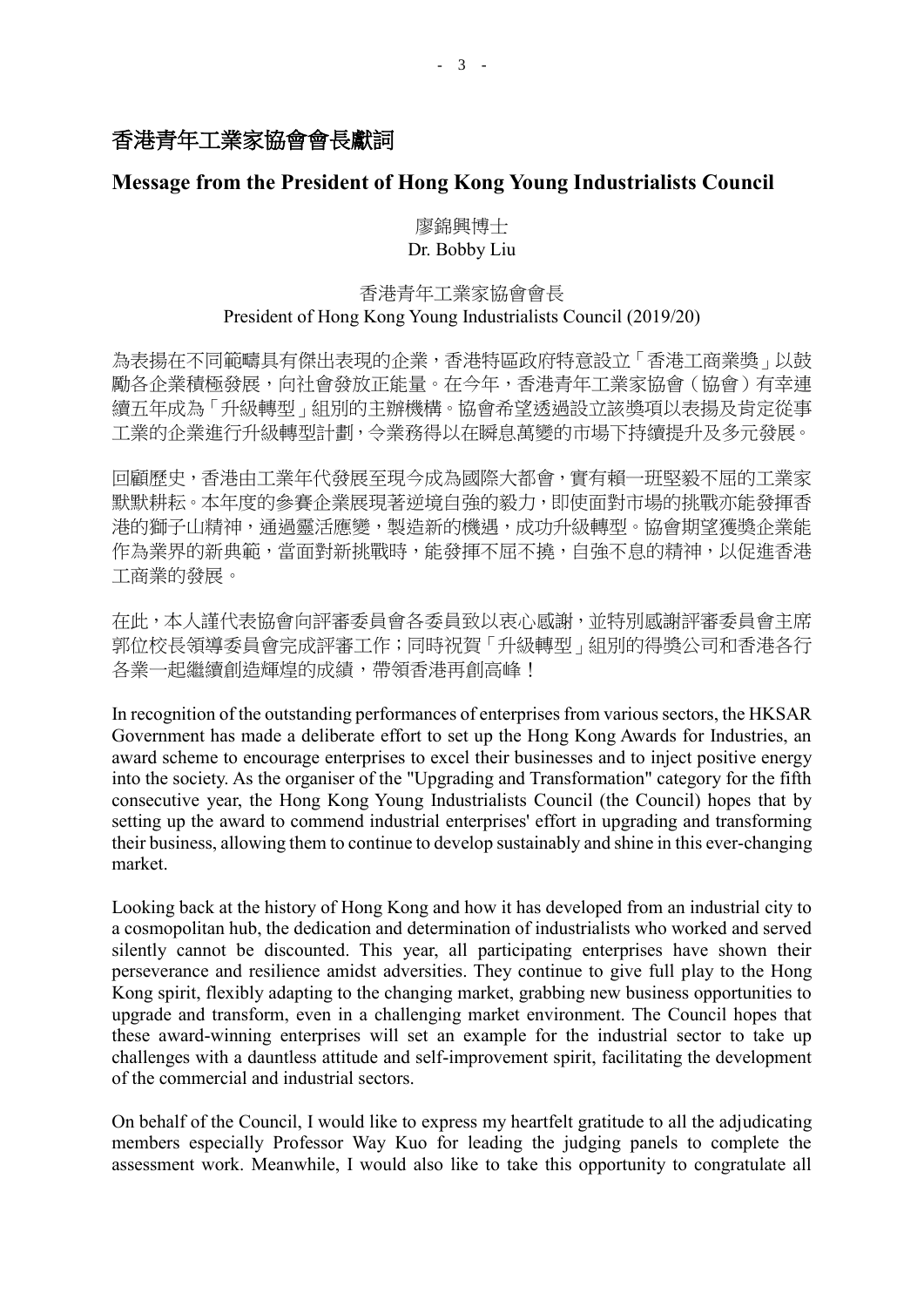# 香港青年工業家協會會長獻詞

## Message from the President of Hong Kong Young Industrialists Council

廖錦興博士
Dr. Bobby Liu

香港青年工業家協會會長
President of Hong Kong Young Industrialists Council (2019/20)

為表揚在不同範疇具有傑出表現的企業，香港特區政府特意設立「香港工商業獎」以鼓勵各企業積極發展，向社會發放正能量。在今年，香港青年工業家協會（協會）有幸連續五年成為「升級轉型」組別的主辦機構。協會希望透過設立該獎項以表揚及肯定從事工業的企業進行升級轉型計劃，令業務得以在瞬息萬變的市場下持續提升及多元發展。

回顧歷史，香港由工業年代發展至現今成為國際大都會，實有賴一班堅毅不屈的工業家默默耕耘。本年度的參賽企業展現著逆境自強的毅力，即使面對市場的挑戰亦能發揮香港的獅子山精神，通過靈活應變，製造新的機遇，成功升級轉型。協會期望獲獎企業能作為業界的新典範，當面對新挑戰時，能發揮不屈不撓，自強不息的精神，以促進香港工商業的發展。

在此，本人謹代表協會向評審委員會各委員致以衷心感謝，並特別感謝評審委員會主席郭位校長領導委員會完成評審工作；同時祝賀「升級轉型」組別的得獎公司和香港各行各業一起繼續創造輝煌的成績，帶領香港再創高峰！

In recognition of the outstanding performances of enterprises from various sectors, the HKSAR Government has made a deliberate effort to set up the Hong Kong Awards for Industries, an award scheme to encourage enterprises to excel their businesses and to inject positive energy into the society. As the organiser of the "Upgrading and Transformation" category for the fifth consecutive year, the Hong Kong Young Industrialists Council (the Council) hopes that by setting up the award to commend industrial enterprises' effort in upgrading and transforming their business, allowing them to continue to develop sustainably and shine in this ever-changing market.

Looking back at the history of Hong Kong and how it has developed from an industrial city to a cosmopolitan hub, the dedication and determination of industrialists who worked and served silently cannot be discounted. This year, all participating enterprises have shown their perseverance and resilience amidst adversities. They continue to give full play to the Hong Kong spirit, flexibly adapting to the changing market, grabbing new business opportunities to upgrade and transform, even in a challenging market environment. The Council hopes that these award-winning enterprises will set an example for the industrial sector to take up challenges with a dauntless attitude and self-improvement spirit, facilitating the development of the commercial and industrial sectors.

On behalf of the Council, I would like to express my heartfelt gratitude to all the adjudicating members especially Professor Way Kuo for leading the judging panels to complete the assessment work. Meanwhile, I would also like to take this opportunity to congratulate all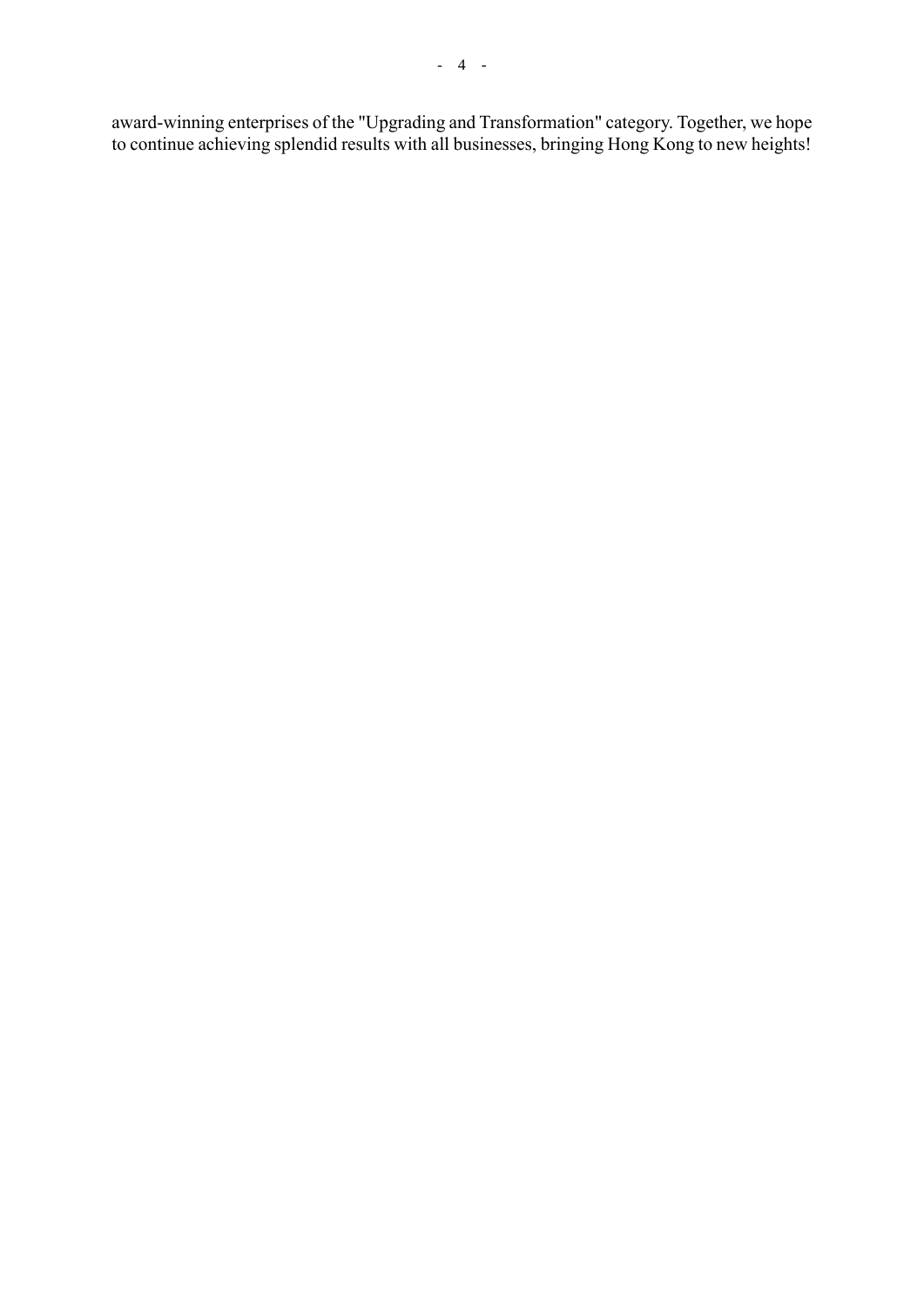award-winning enterprises of the "Upgrading and Transformation" category. Together, we hope to continue achieving splendid results with all businesses, bringing Hong Kong to new heights!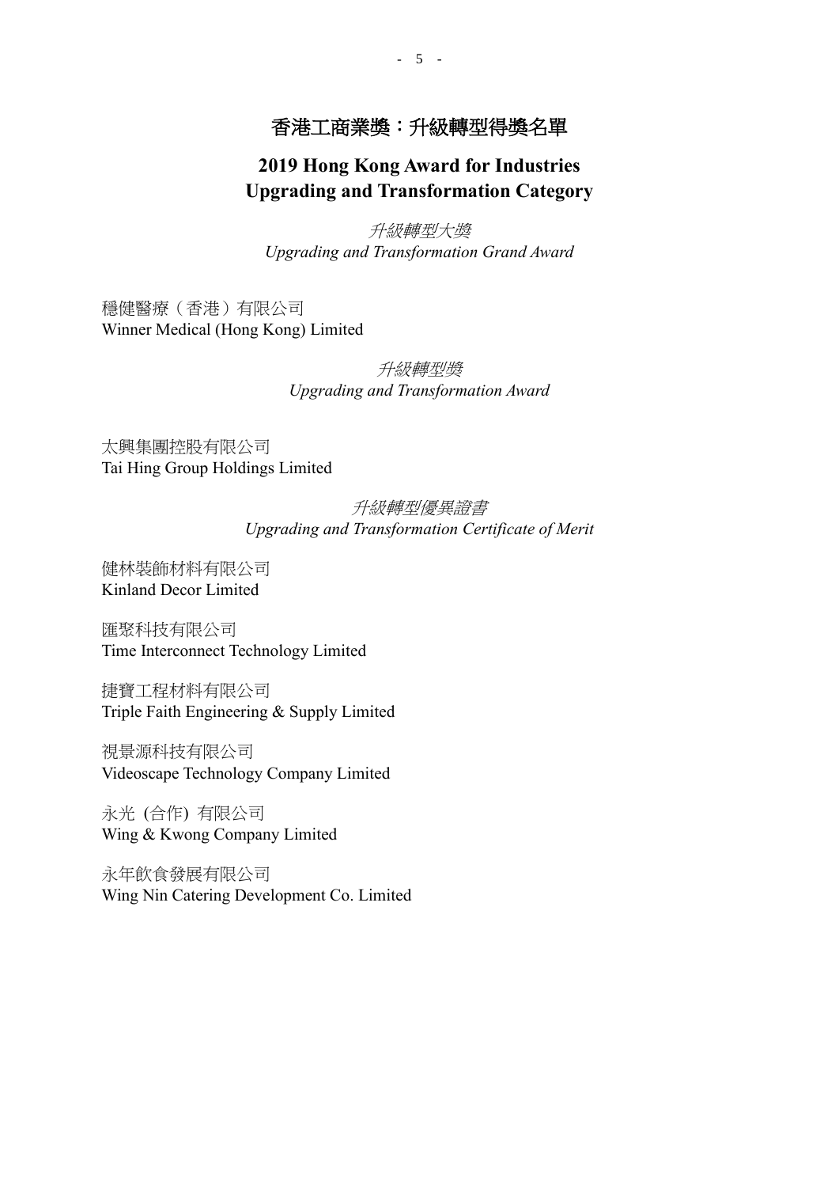# 香港工商業獎：升級轉型得獎名單

## 2019 Hong Kong Award for Industries
## Upgrading and Transformation Category

*升級轉型大獎*
*Upgrading and Transformation Grand Award*

穩健醫療（香港）有限公司
Winner Medical (Hong Kong) Limited

*升級轉型獎*
*Upgrading and Transformation Award*

太興集團控股有限公司
Tai Hing Group Holdings Limited

*升級轉型優異證書*
*Upgrading and Transformation Certificate of Merit*

健林裝飾材料有限公司
Kinland Decor Limited

匯聚科技有限公司
Time Interconnect Technology Limited

捷寶工程材料有限公司
Triple Faith Engineering & Supply Limited

視景源科技有限公司
Videoscape Technology Company Limited

永光 (合作) 有限公司
Wing & Kwong Company Limited

永年飲食發展有限公司
Wing Nin Catering Development Co. Limited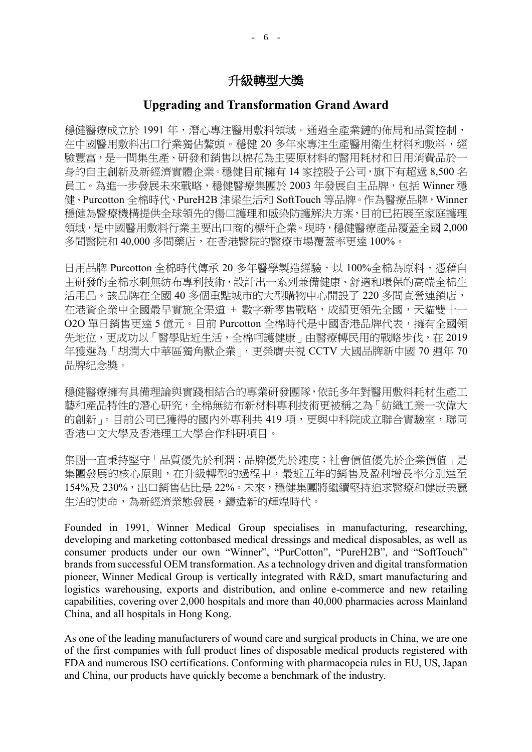## 升級轉型大獎

## Upgrading and Transformation Grand Award

穩健醫療成立於 1991 年，潛心專注醫用敷料領域。通過全產業鏈的佈局和品質控制，在中國醫用敷料出口行業獨佔鰲頭。穩健 20 多年來專注生產醫用衛生材料和敷料，經驗豐富，是一間集生產、研發和銷售以棉花為主要原材料的醫用耗材和日用消費品於一身的自主創新及新經濟實體企業。穩健目前擁有 14 家控股子公司，旗下有超過 8,500 名員工。為進一步發展未來戰略，穩健醫療集團於 2003 年發展自主品牌，包括 Winner 穩健、Purcotton 全棉時代、PureH2B 津梁生活和 SoftTouch 等品牌。作為醫療品牌，Winner 穩健為醫療機構提供全球領先的傷口護理和感染防護解決方案，目前已拓展至家庭護理領域，是中國醫用敷料行業主要出口商的標杆企業。現時，穩健醫療產品覆蓋全國 2,000 多間醫院和 40,000 多間藥店，在香港醫院的醫療市場覆蓋率更達 100%。

日用品牌 Purcotton 全棉時代傳承 20 多年醫學製造經驗，以 100%全棉為原料，憑藉自主研發的全棉水刺無紡布專利技術，設計出一系列兼備健康、舒適和環保的高端全棉生活用品。該品牌在全國 40 多個重點城市的大型購物中心開設了 220 多間直營連鎖店，在港資企業中全國最早實施全渠道 + 數字新零售戰略，成績更領先全國，天貓雙十一 O2O 單日銷售更達 5 億元。目前 Purcotton 全棉時代是中國香港品牌代表，擁有全國領先地位，更成功以「醫學貼近生活，全棉呵護健康」由醫療轉民用的戰略步伐，在 2019 年獲選為「胡潤大中華區獨角獸企業」，更榮膺央視 CCTV 大國品牌新中國 70 週年 70 品牌紀念獎。

穩健醫療擁有具備理論與實踐相結合的專業研發團隊，依託多年對醫用敷料耗材生產工藝和產品特性的潛心研究，全棉無紡布新材料專利技術更被稱之為「紡織工業一次偉大的創新」。目前公司已獲得的國內外專利共 419 項，更與中科院成立聯合實驗室，聯同香港中文大學及香港理工大學合作科研項目。

集團一直秉持堅守「品質優先於利潤；品牌優先於速度；社會價值優先於企業價值」是集團發展的核心原則，在升級轉型的過程中，最近五年的銷售及盈利增長率分別達至 154%及 230%，出口銷售佔比是 22%。未來，穩健集團將繼續堅持追求醫療和健康美麗生活的使命，為新經濟業態發展，鑄造新的輝煌時代。

Founded in 1991, Winner Medical Group specialises in manufacturing, researching, developing and marketing cottonbased medical dressings and medical disposables, as well as consumer products under our own "Winner", "PurCotton", "PureH2B", and "SoftTouch" brands from successful OEM transformation. As a technology driven and digital transformation pioneer, Winner Medical Group is vertically integrated with R&D, smart manufacturing and logistics warehousing, exports and distribution, and online e-commerce and new retailing capabilities, covering over 2,000 hospitals and more than 40,000 pharmacies across Mainland China, and all hospitals in Hong Kong.

As one of the leading manufacturers of wound care and surgical products in China, we are one of the first companies with full product lines of disposable medical products registered with FDA and numerous ISO certifications. Conforming with pharmacopeia rules in EU, US, Japan and China, our products have quickly become a benchmark of the industry.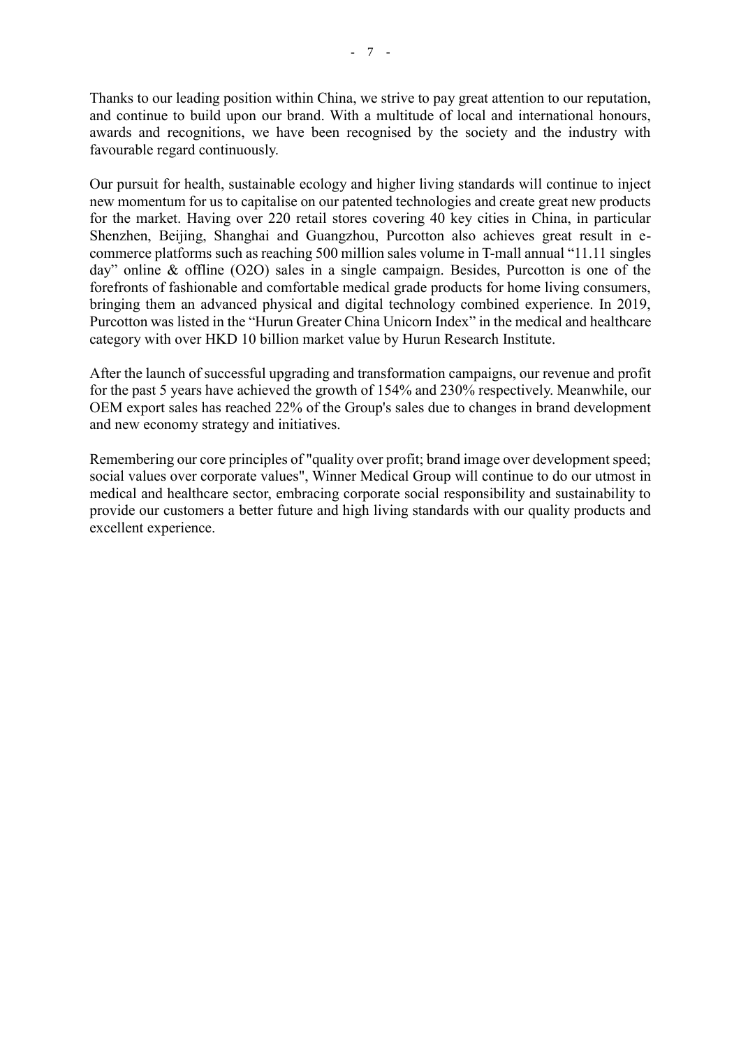Thanks to our leading position within China, we strive to pay great attention to our reputation, and continue to build upon our brand. With a multitude of local and international honours, awards and recognitions, we have been recognised by the society and the industry with favourable regard continuously.

Our pursuit for health, sustainable ecology and higher living standards will continue to inject new momentum for us to capitalise on our patented technologies and create great new products for the market. Having over 220 retail stores covering 40 key cities in China, in particular Shenzhen, Beijing, Shanghai and Guangzhou, Purcotton also achieves great result in e-commerce platforms such as reaching 500 million sales volume in T-mall annual "11.11 singles day" online & offline (O2O) sales in a single campaign. Besides, Purcotton is one of the forefronts of fashionable and comfortable medical grade products for home living consumers, bringing them an advanced physical and digital technology combined experience. In 2019, Purcotton was listed in the "Hurun Greater China Unicorn Index" in the medical and healthcare category with over HKD 10 billion market value by Hurun Research Institute.

After the launch of successful upgrading and transformation campaigns, our revenue and profit for the past 5 years have achieved the growth of 154% and 230% respectively. Meanwhile, our OEM export sales has reached 22% of the Group's sales due to changes in brand development and new economy strategy and initiatives.

Remembering our core principles of "quality over profit; brand image over development speed; social values over corporate values", Winner Medical Group will continue to do our utmost in medical and healthcare sector, embracing corporate social responsibility and sustainability to provide our customers a better future and high living standards with our quality products and excellent experience.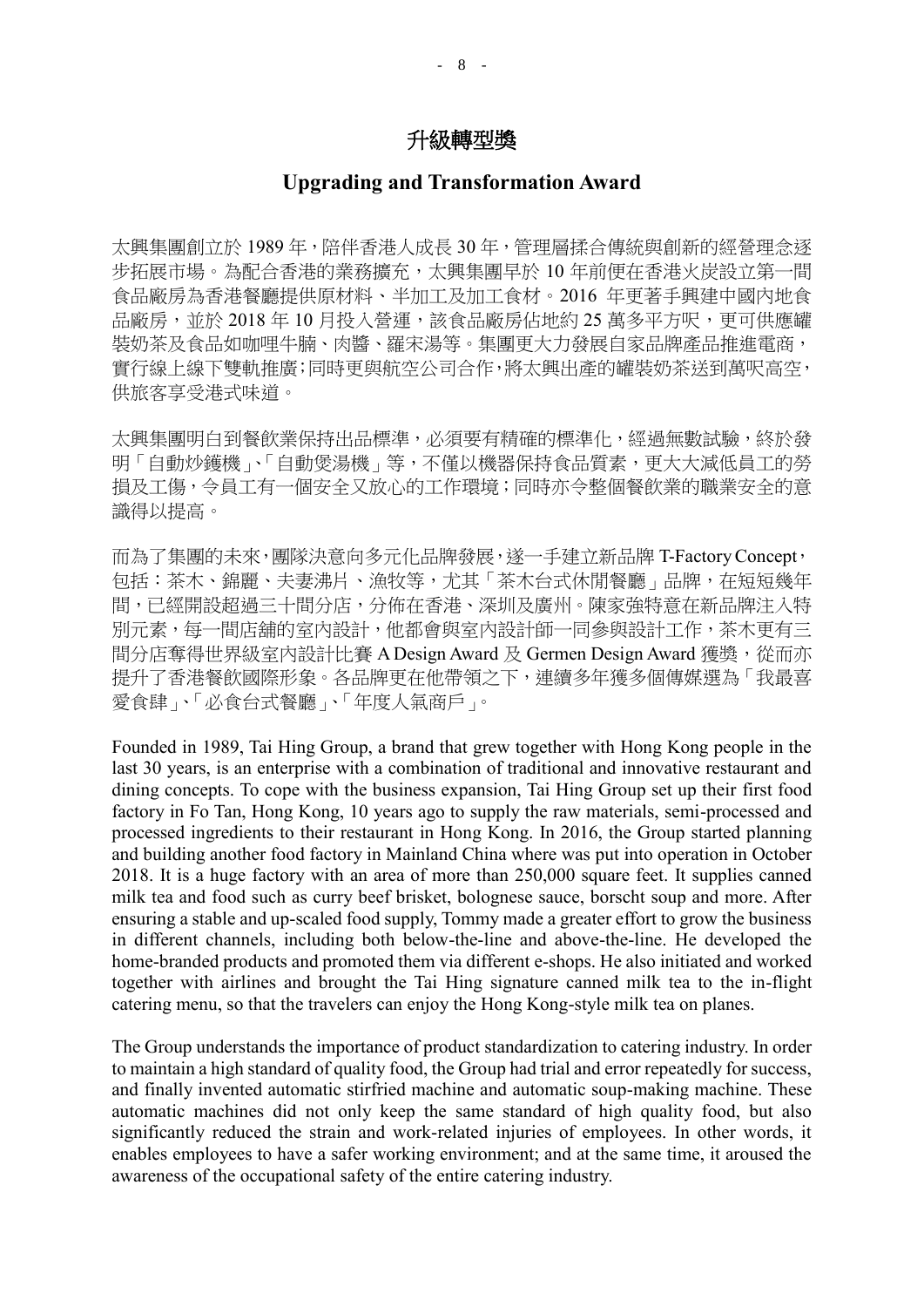# 升級轉型獎

## Upgrading and Transformation Award

太興集團創立於 1989 年，陪伴香港人成長 30 年，管理層揉合傳統與創新的經營理念逐步拓展市場。為配合香港的業務擴充，太興集團早於 10 年前便在香港火炭設立第一間食品廠房為香港餐廳提供原材料、半加工及加工食材。2016 年更著手興建中國內地食品廠房，並於 2018 年 10 月投入營運，該食品廠房佔地約 25 萬多平方呎，更可供應罐裝奶茶及食品如咖哩牛腩、肉醬、羅宋湯等。集團更大力發展自家品牌產品推進電商，實行線上線下雙軌推廣；同時更與航空公司合作，將太興出產的罐裝奶茶送到萬呎高空，供旅客享受港式味道。

太興集團明白到餐飲業保持出品標準，必須要有精確的標準化，經過無數試驗，終於發明「自動炒鑊機」、「自動煲湯機」等，不僅以機器保持食品質素，更大大減低員工的勞損及工傷，令員工有一個安全又放心的工作環境；同時亦令整個餐飲業的職業安全的意識得以提高。

而為了集團的未來，團隊決意向多元化品牌發展，遂一手建立新品牌 T-Factory Concept，包括：茶木、錦麗、夫妻沸片、漁牧等，尤其「茶木台式休閒餐廳」品牌，在短短幾年間，已經開設超過三十間分店，分佈在香港、深圳及廣州。陳家強特意在新品牌注入特別元素，每一間店舖的室內設計，他都會與室內設計師一同參與設計工作，茶木更有三間分店奪得世界級室內設計比賽 A Design Award 及 Germen Design Award 獲獎，從而亦提升了香港餐飲國際形象。各品牌更在他帶領之下，連續多年獲多個傳媒選為「我最喜愛食肆」、「必食台式餐廳」、「年度人氣商戶」。

Founded in 1989, Tai Hing Group, a brand that grew together with Hong Kong people in the last 30 years, is an enterprise with a combination of traditional and innovative restaurant and dining concepts. To cope with the business expansion, Tai Hing Group set up their first food factory in Fo Tan, Hong Kong, 10 years ago to supply the raw materials, semi-processed and processed ingredients to their restaurant in Hong Kong. In 2016, the Group started planning and building another food factory in Mainland China where was put into operation in October 2018. It is a huge factory with an area of more than 250,000 square feet. It supplies canned milk tea and food such as curry beef brisket, bolognese sauce, borscht soup and more. After ensuring a stable and up-scaled food supply, Tommy made a greater effort to grow the business in different channels, including both below-the-line and above-the-line. He developed the home-branded products and promoted them via different e-shops. He also initiated and worked together with airlines and brought the Tai Hing signature canned milk tea to the in-flight catering menu, so that the travelers can enjoy the Hong Kong-style milk tea on planes.

The Group understands the importance of product standardization to catering industry. In order to maintain a high standard of quality food, the Group had trial and error repeatedly for success, and finally invented automatic stirfried machine and automatic soup-making machine. These automatic machines did not only keep the same standard of high quality food, but also significantly reduced the strain and work-related injuries of employees. In other words, it enables employees to have a safer working environment; and at the same time, it aroused the awareness of the occupational safety of the entire catering industry.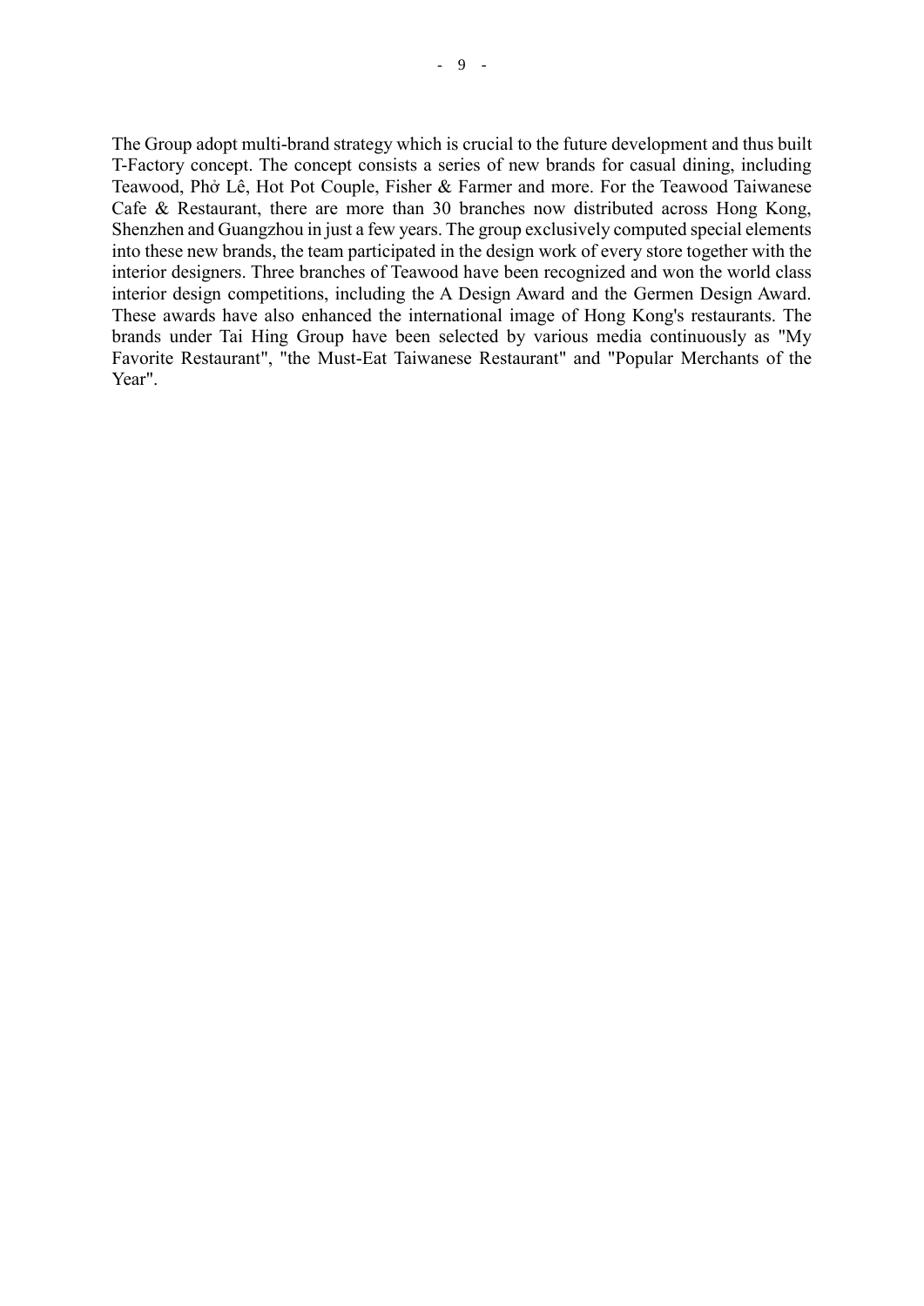The Group adopt multi-brand strategy which is crucial to the future development and thus built T-Factory concept. The concept consists a series of new brands for casual dining, including Teawood, Phở Lê, Hot Pot Couple, Fisher & Farmer and more. For the Teawood Taiwanese Cafe & Restaurant, there are more than 30 branches now distributed across Hong Kong, Shenzhen and Guangzhou in just a few years. The group exclusively computed special elements into these new brands, the team participated in the design work of every store together with the interior designers. Three branches of Teawood have been recognized and won the world class interior design competitions, including the A Design Award and the Germen Design Award. These awards have also enhanced the international image of Hong Kong's restaurants. The brands under Tai Hing Group have been selected by various media continuously as "My Favorite Restaurant", "the Must-Eat Taiwanese Restaurant" and "Popular Merchants of the Year".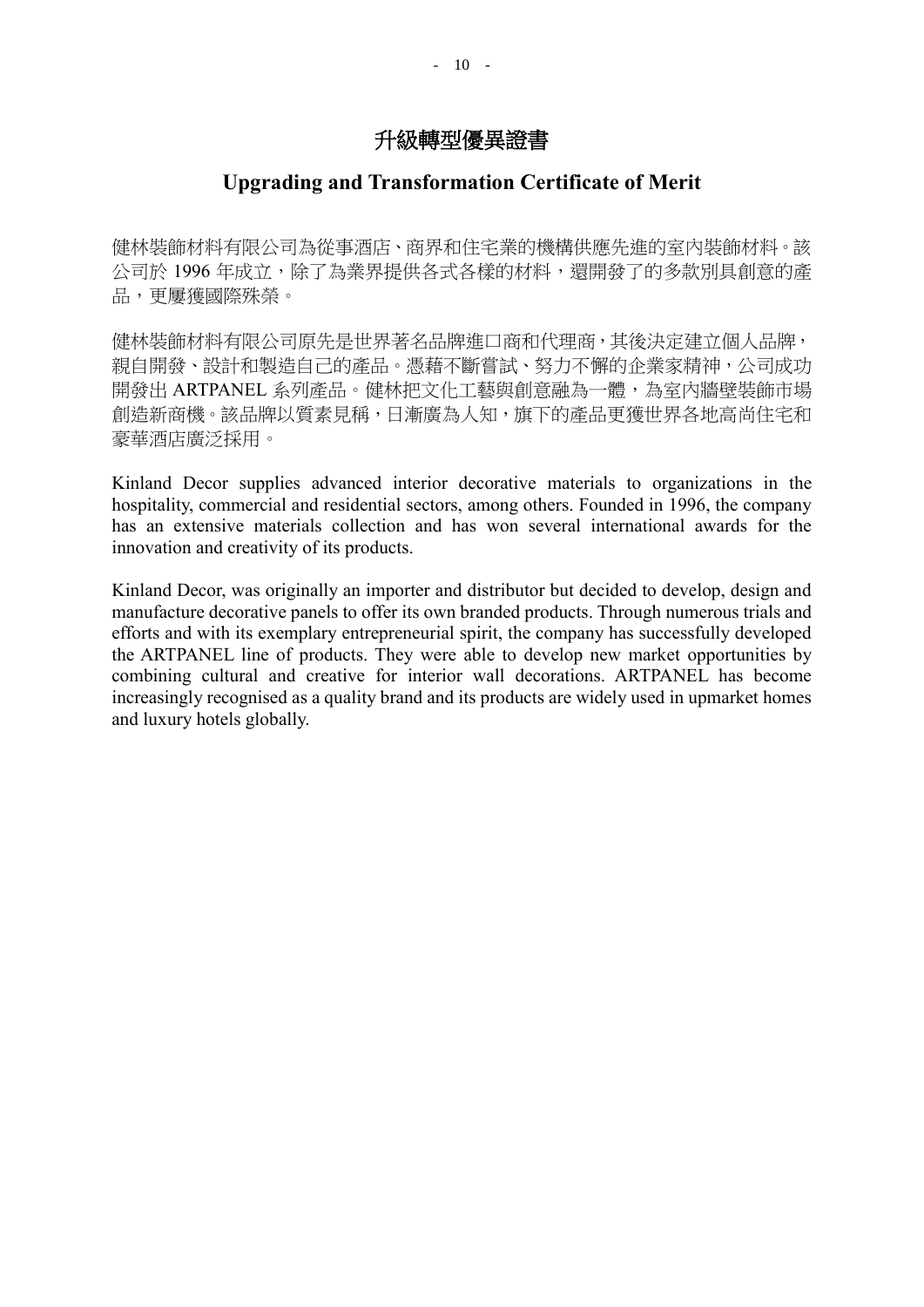# 升級轉型優異證書

## Upgrading and Transformation Certificate of Merit

健林裝飾材料有限公司為從事酒店、商界和住宅業的機構供應先進的室內裝飾材料。該公司於 1996 年成立，除了為業界提供各式各樣的材料，還開發了的多款別具創意的產品，更屢獲國際殊榮。

健林裝飾材料有限公司原先是世界著名品牌進口商和代理商，其後決定建立個人品牌，親自開發、設計和製造自己的產品。憑藉不斷嘗試、努力不懈的企業家精神，公司成功開發出 ARTPANEL 系列產品。健林把文化工藝與創意融為一體，為室內牆壁裝飾市場創造新商機。該品牌以質素見稱，日漸廣為人知，旗下的產品更獲世界各地高尚住宅和豪華酒店廣泛採用。

Kinland Decor supplies advanced interior decorative materials to organizations in the hospitality, commercial and residential sectors, among others. Founded in 1996, the company has an extensive materials collection and has won several international awards for the innovation and creativity of its products.

Kinland Decor, was originally an importer and distributor but decided to develop, design and manufacture decorative panels to offer its own branded products. Through numerous trials and efforts and with its exemplary entrepreneurial spirit, the company has successfully developed the ARTPANEL line of products. They were able to develop new market opportunities by combining cultural and creative for interior wall decorations. ARTPANEL has become increasingly recognised as a quality brand and its products are widely used in upmarket homes and luxury hotels globally.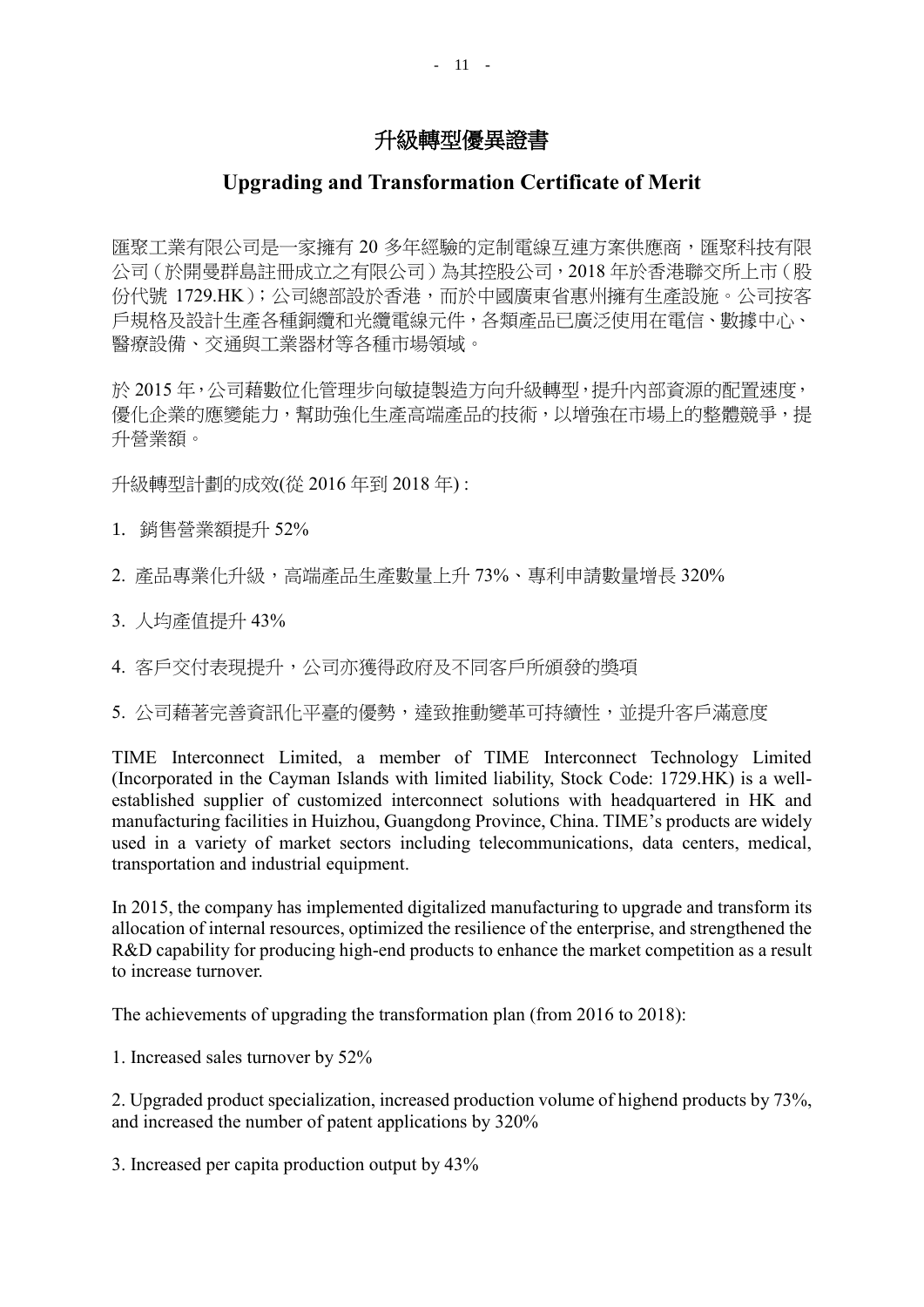# 升級轉型優異證書

## Upgrading and Transformation Certificate of Merit

匯聚工業有限公司是一家擁有 20 多年經驗的定制電線互連方案供應商，匯聚科技有限公司（於開曼群島註冊成立之有限公司）為其控股公司，2018 年於香港聯交所上市（股份代號 1729.HK）；公司總部設於香港，而於中國廣東省惠州擁有生產設施。公司按客戶規格及設計生產各種銅纜和光纜電線元件，各類產品已廣泛使用在電信、數據中心、醫療設備、交通與工業器材等各種市場領域。

於 2015 年，公司藉數位化管理步向敏捷製造方向升級轉型，提升內部資源的配置速度，優化企業的應變能力，幫助強化生產高端產品的技術，以增強在市場上的整體競爭，提升營業額。

升級轉型計劃的成效(從 2016 年到 2018 年) :

1. 銷售營業額提升 52%
2. 產品專業化升級，高端產品生產數量上升 73%、專利申請數量增長 320%
3. 人均產值提升 43%
4. 客戶交付表現提升，公司亦獲得政府及不同客戶所頒發的獎項
5. 公司藉著完善資訊化平臺的優勢，達致推動變革可持續性，並提升客戶滿意度

TIME Interconnect Limited, a member of TIME Interconnect Technology Limited (Incorporated in the Cayman Islands with limited liability, Stock Code: 1729.HK) is a well-established supplier of customized interconnect solutions with headquartered in HK and manufacturing facilities in Huizhou, Guangdong Province, China. TIME's products are widely used in a variety of market sectors including telecommunications, data centers, medical, transportation and industrial equipment.

In 2015, the company has implemented digitalized manufacturing to upgrade and transform its allocation of internal resources, optimized the resilience of the enterprise, and strengthened the R&D capability for producing high-end products to enhance the market competition as a result to increase turnover.

The achievements of upgrading the transformation plan (from 2016 to 2018):

1. Increased sales turnover by 52%

2. Upgraded product specialization, increased production volume of highend products by 73%, and increased the number of patent applications by 320%

3. Increased per capita production output by 43%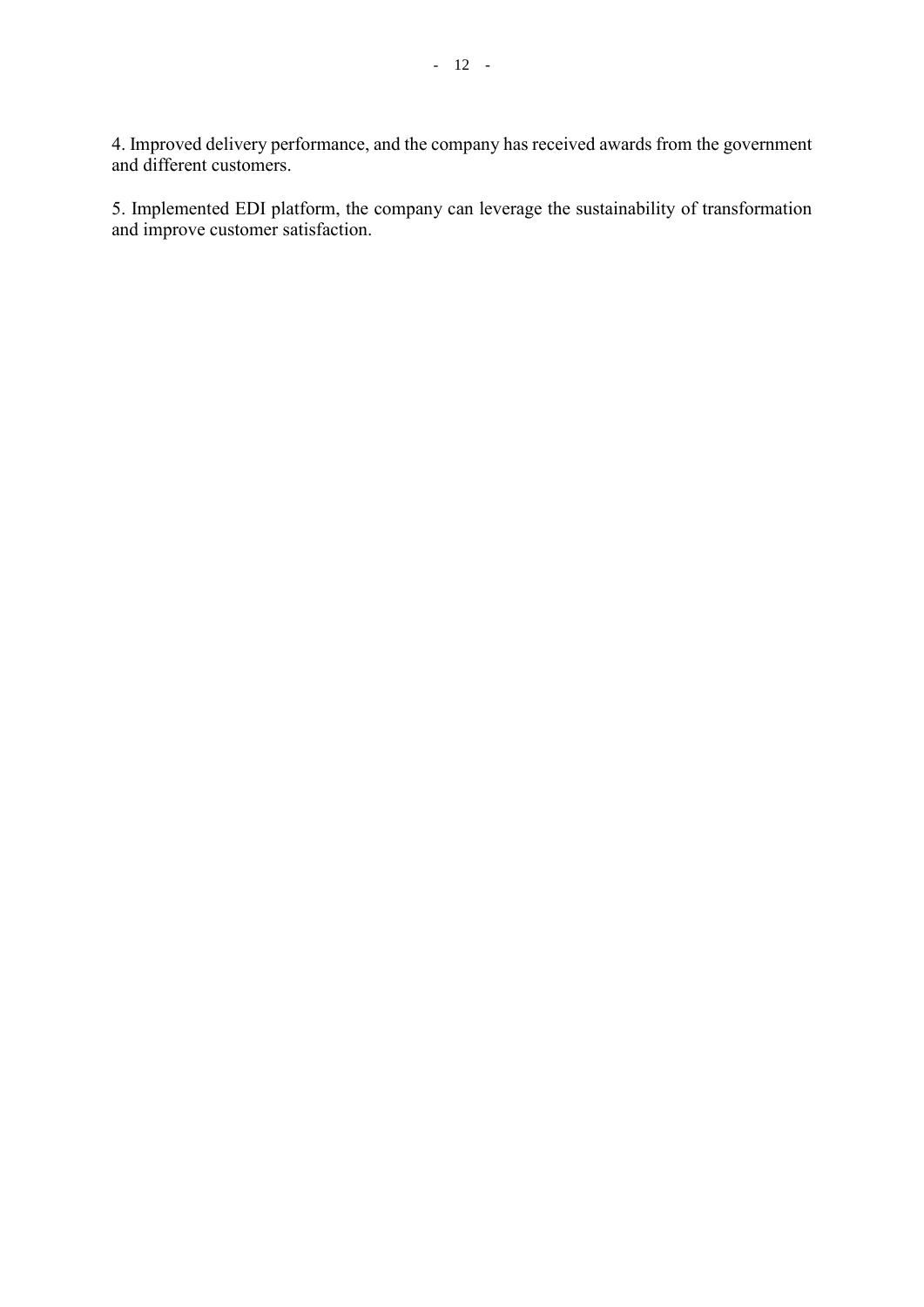4. Improved delivery performance, and the company has received awards from the government and different customers.

5. Implemented EDI platform, the company can leverage the sustainability of transformation and improve customer satisfaction.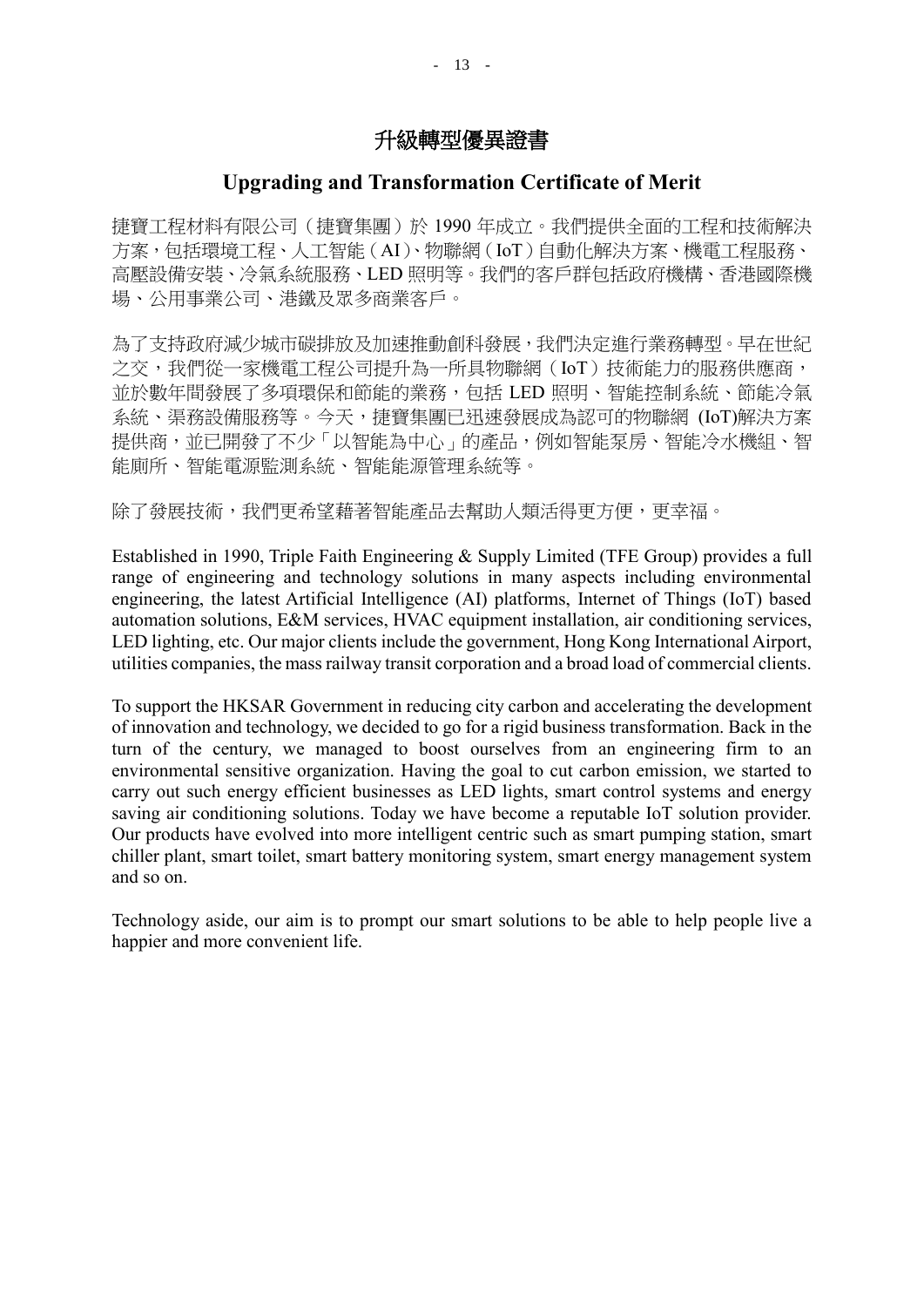# 升級轉型優異證書

## Upgrading and Transformation Certificate of Merit

捷寶工程材料有限公司（捷寶集團）於 1990 年成立。我們提供全面的工程和技術解決方案，包括環境工程、人工智能（AI）、物聯網（IoT）自動化解決方案、機電工程服務、高壓設備安裝、冷氣系統服務、LED 照明等。我們的客戶群包括政府機構、香港國際機場、公用事業公司、港鐵及眾多商業客戶。

為了支持政府減少城市碳排放及加速推動創科發展，我們決定進行業務轉型。早在世紀之交，我們從一家機電工程公司提升為一所具物聯網（IoT）技術能力的服務供應商，並於數年間發展了多項環保和節能的業務，包括 LED 照明、智能控制系統、節能冷氣系統、渠務設備服務等。今天，捷寶集團已迅速發展成為認可的物聯網 (IoT)解決方案提供商，並已開發了不少「以智能為中心」的產品，例如智能泵房、智能冷水機組、智能廁所、智能電源監測系統、智能能源管理系統等。

除了發展技術，我們更希望藉著智能產品去幫助人類活得更方便，更幸福。

Established in 1990, Triple Faith Engineering & Supply Limited (TFE Group) provides a full range of engineering and technology solutions in many aspects including environmental engineering, the latest Artificial Intelligence (AI) platforms, Internet of Things (IoT) based automation solutions, E&M services, HVAC equipment installation, air conditioning services, LED lighting, etc. Our major clients include the government, Hong Kong International Airport, utilities companies, the mass railway transit corporation and a broad load of commercial clients.

To support the HKSAR Government in reducing city carbon and accelerating the development of innovation and technology, we decided to go for a rigid business transformation. Back in the turn of the century, we managed to boost ourselves from an engineering firm to an environmental sensitive organization. Having the goal to cut carbon emission, we started to carry out such energy efficient businesses as LED lights, smart control systems and energy saving air conditioning solutions. Today we have become a reputable IoT solution provider. Our products have evolved into more intelligent centric such as smart pumping station, smart chiller plant, smart toilet, smart battery monitoring system, smart energy management system and so on.

Technology aside, our aim is to prompt our smart solutions to be able to help people live a happier and more convenient life.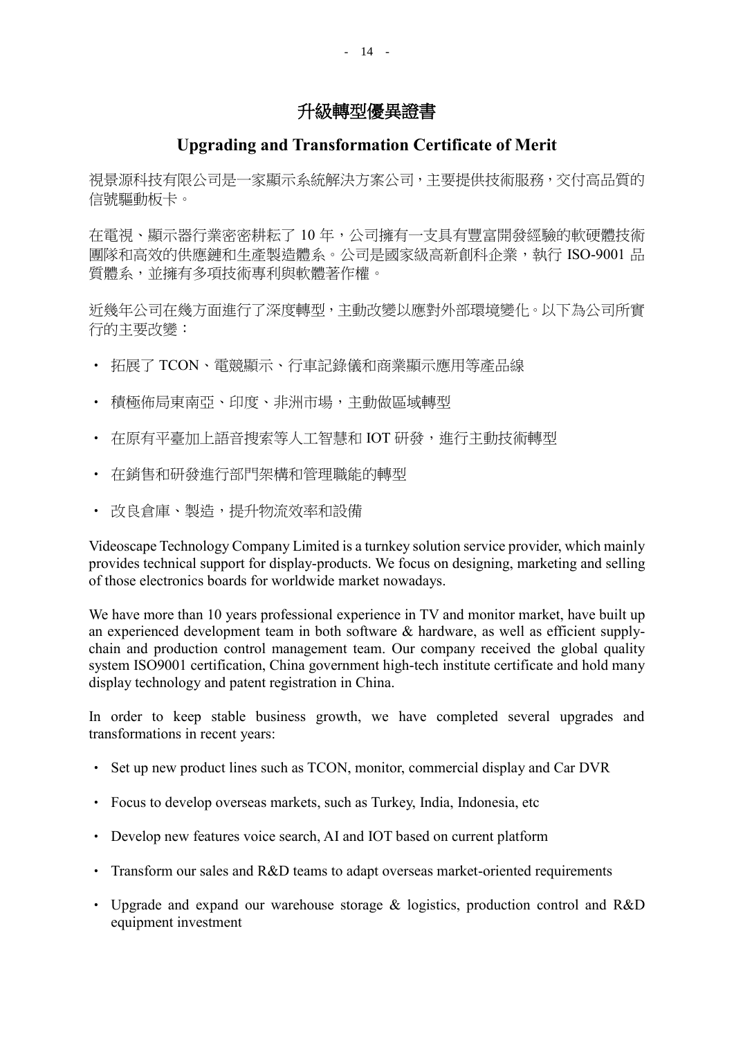# 升級轉型優異證書

## Upgrading and Transformation Certificate of Merit

視景源科技有限公司是一家顯示系統解決方案公司，主要提供技術服務，交付高品質的信號驅動板卡。

在電視、顯示器行業密密耕耘了 10 年，公司擁有一支具有豐富開發經驗的軟硬體技術團隊和高效的供應鏈和生產製造體系。公司是國家級高新創科企業，執行 ISO-9001 品質體系，並擁有多項技術專利與軟體著作權。

近幾年公司在幾方面進行了深度轉型，主動改變以應對外部環境變化。以下為公司所實行的主要改變：

- 拓展了 TCON、電競顯示、行車記錄儀和商業顯示應用等產品線
- 積極佈局東南亞、印度、非洲市場，主動做區域轉型
- 在原有平臺加上語音搜索等人工智慧和 IOT 研發，進行主動技術轉型
- 在銷售和研發進行部門架構和管理職能的轉型
- 改良倉庫、製造，提升物流效率和設備

Videoscape Technology Company Limited is a turnkey solution service provider, which mainly provides technical support for display-products. We focus on designing, marketing and selling of those electronics boards for worldwide market nowadays.

We have more than 10 years professional experience in TV and monitor market, have built up an experienced development team in both software & hardware, as well as efficient supply-chain and production control management team. Our company received the global quality system ISO9001 certification, China government high-tech institute certificate and hold many display technology and patent registration in China.

In order to keep stable business growth, we have completed several upgrades and transformations in recent years:

- Set up new product lines such as TCON, monitor, commercial display and Car DVR
- Focus to develop overseas markets, such as Turkey, India, Indonesia, etc
- Develop new features voice search, AI and IOT based on current platform
- Transform our sales and R&D teams to adapt overseas market-oriented requirements
- Upgrade and expand our warehouse storage & logistics, production control and R&D equipment investment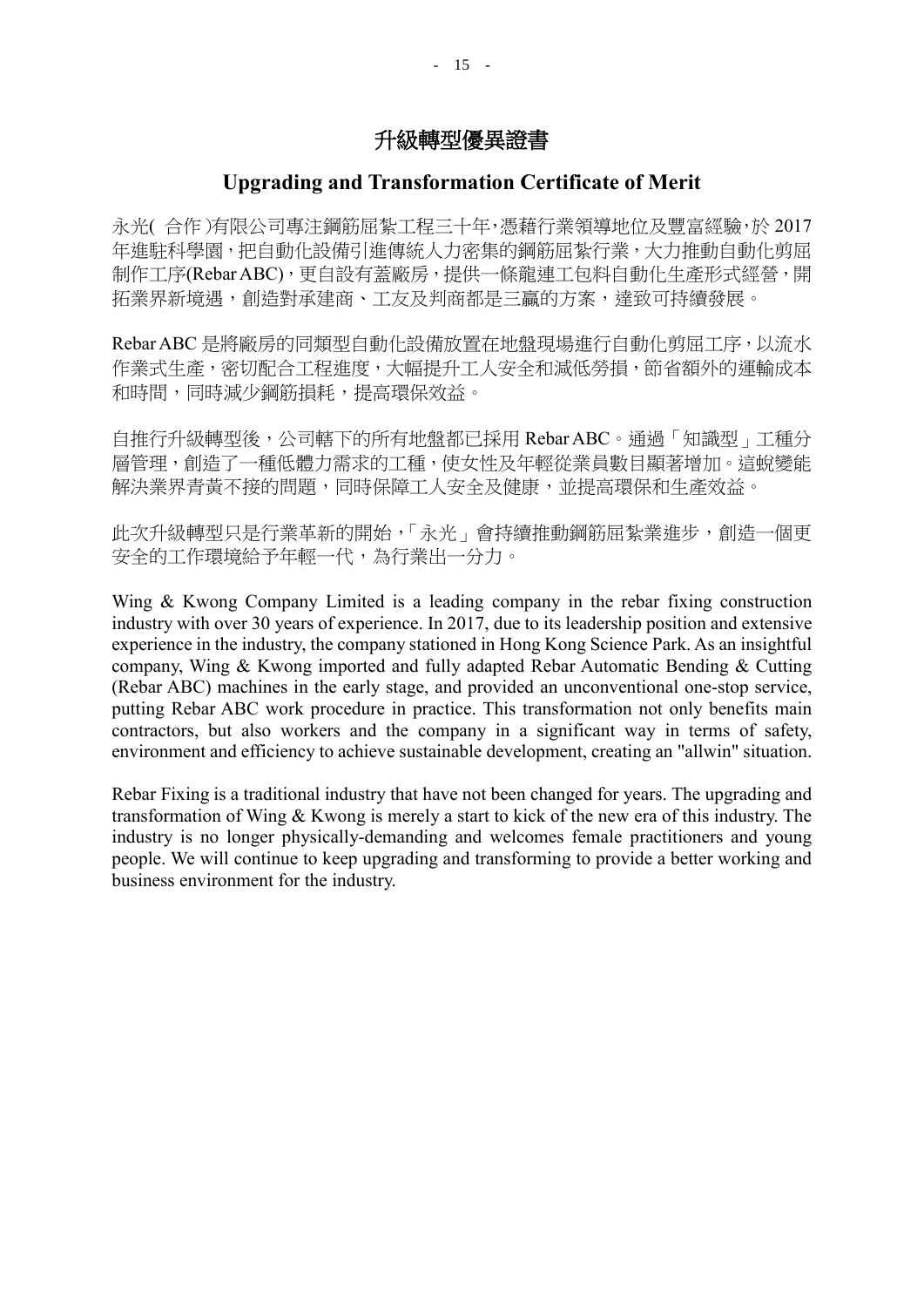# 升級轉型優異證書

## Upgrading and Transformation Certificate of Merit

永光( 合作 )有限公司專注鋼筋屈紮工程三十年，憑藉行業領導地位及豐富經驗，於 2017 年進駐科學園，把自動化設備引進傳統人力密集的鋼筋屈紮行業，大力推動自動化剪屈制作工序(Rebar ABC)，更自設有蓋廠房，提供一條龍連工包料自動化生產形式經營，開拓業界新境遇，創造對承建商、工友及判商都是三贏的方案，達致可持續發展。

Rebar ABC 是將廠房的同類型自動化設備放置在地盤現場進行自動化剪屈工序，以流水作業式生產，密切配合工程進度，大幅提升工人安全和減低勞損，節省額外的運輸成本和時間，同時減少鋼筋損耗，提高環保效益。

自推行升級轉型後，公司轄下的所有地盤都已採用 Rebar ABC。通過「知識型」工種分層管理，創造了一種低體力需求的工種，使女性及年輕從業員數目顯著增加。這蛻變能解決業界青黃不接的問題，同時保障工人安全及健康，並提高環保和生產效益。

此次升級轉型只是行業革新的開始，「永光」會持續推動鋼筋屈紮業進步，創造一個更安全的工作環境給予年輕一代，為行業出一分力。

Wing & Kwong Company Limited is a leading company in the rebar fixing construction industry with over 30 years of experience. In 2017, due to its leadership position and extensive experience in the industry, the company stationed in Hong Kong Science Park. As an insightful company, Wing & Kwong imported and fully adapted Rebar Automatic Bending & Cutting (Rebar ABC) machines in the early stage, and provided an unconventional one-stop service, putting Rebar ABC work procedure in practice. This transformation not only benefits main contractors, but also workers and the company in a significant way in terms of safety, environment and efficiency to achieve sustainable development, creating an "allwin" situation.

Rebar Fixing is a traditional industry that have not been changed for years. The upgrading and transformation of Wing & Kwong is merely a start to kick of the new era of this industry. The industry is no longer physically-demanding and welcomes female practitioners and young people. We will continue to keep upgrading and transforming to provide a better working and business environment for the industry.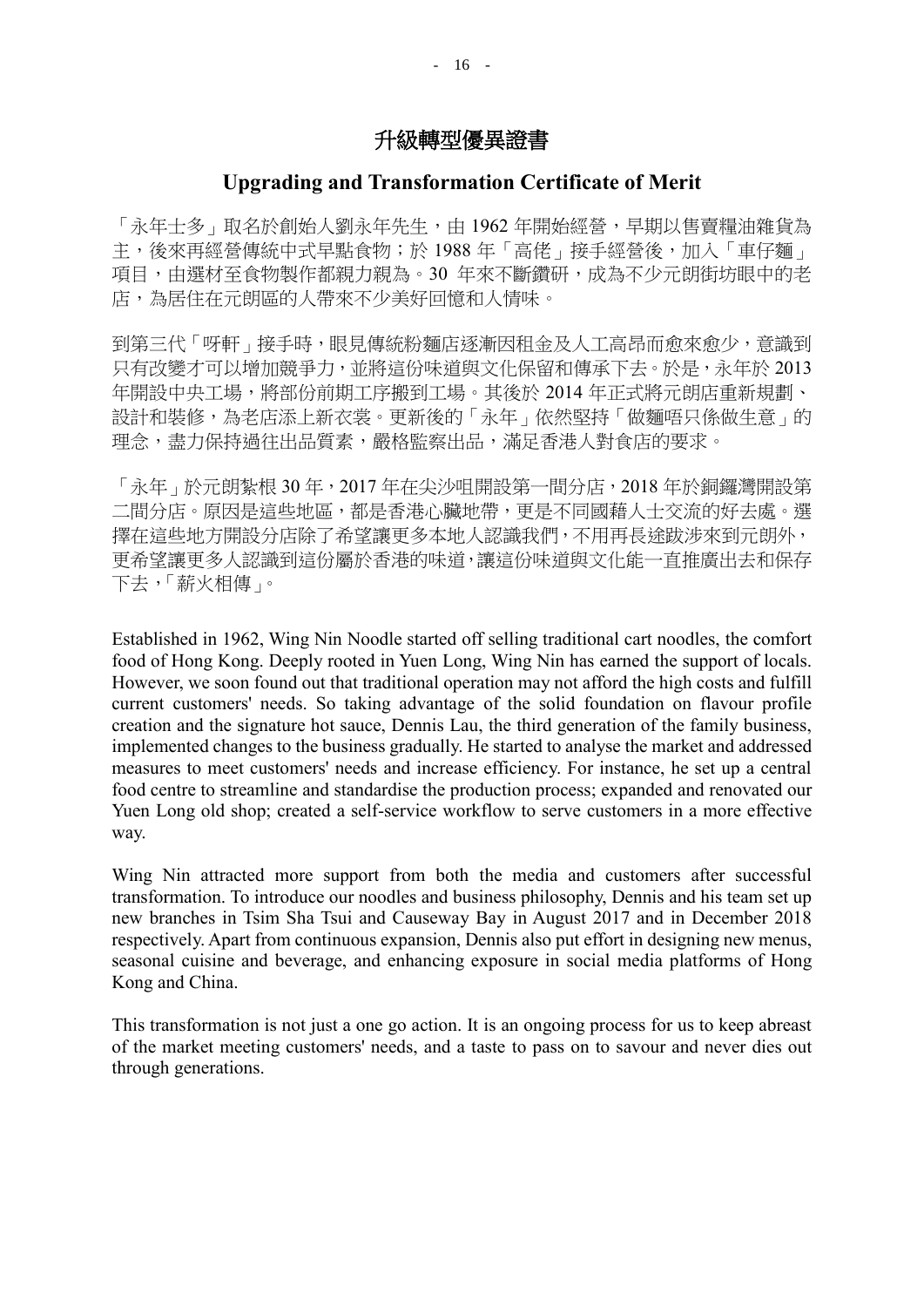# 升級轉型優異證書

## Upgrading and Transformation Certificate of Merit

「永年士多」取名於創始人劉永年先生，由 1962 年開始經營，早期以售賣糧油雜貨為主，後來再經營傳統中式早點食物；於 1988 年「高佬」接手經營後，加入「車仔麵」項目，由選材至食物製作都親力親為。30 年來不斷鑽研，成為不少元朗街坊眼中的老店，為居住在元朗區的人帶來不少美好回憶和人情味。

到第三代「呀軒」接手時，眼見傳統粉麵店逐漸因租金及人工高昂而愈來愈少，意識到只有改變才可以增加競爭力，並將這份味道與文化保留和傳承下去。於是，永年於 2013 年開設中央工場，將部份前期工序搬到工場。其後於 2014 年正式將元朗店重新規劃、設計和裝修，為老店添上新衣裳。更新後的「永年」依然堅持「做麵唔只係做生意」的理念，盡力保持過往出品質素，嚴格監察出品，滿足香港人對食店的要求。

「永年」於元朗紮根 30 年，2017 年在尖沙咀開設第一間分店，2018 年於銅鑼灣開設第二間分店。原因是這些地區，都是香港心臟地帶，更是不同國藉人士交流的好去處。選擇在這些地方開設分店除了希望讓更多本地人認識我們，不用再長途跋涉來到元朗外，更希望讓更多人認識到這份屬於香港的味道，讓這份味道與文化能一直推廣出去和保存下去，「薪火相傳」。

Established in 1962, Wing Nin Noodle started off selling traditional cart noodles, the comfort food of Hong Kong. Deeply rooted in Yuen Long, Wing Nin has earned the support of locals. However, we soon found out that traditional operation may not afford the high costs and fulfill current customers' needs. So taking advantage of the solid foundation on flavour profile creation and the signature hot sauce, Dennis Lau, the third generation of the family business, implemented changes to the business gradually. He started to analyse the market and addressed measures to meet customers' needs and increase efficiency. For instance, he set up a central food centre to streamline and standardise the production process; expanded and renovated our Yuen Long old shop; created a self-service workflow to serve customers in a more effective way.

Wing Nin attracted more support from both the media and customers after successful transformation. To introduce our noodles and business philosophy, Dennis and his team set up new branches in Tsim Sha Tsui and Causeway Bay in August 2017 and in December 2018 respectively. Apart from continuous expansion, Dennis also put effort in designing new menus, seasonal cuisine and beverage, and enhancing exposure in social media platforms of Hong Kong and China.

This transformation is not just a one go action. It is an ongoing process for us to keep abreast of the market meeting customers' needs, and a taste to pass on to savour and never dies out through generations.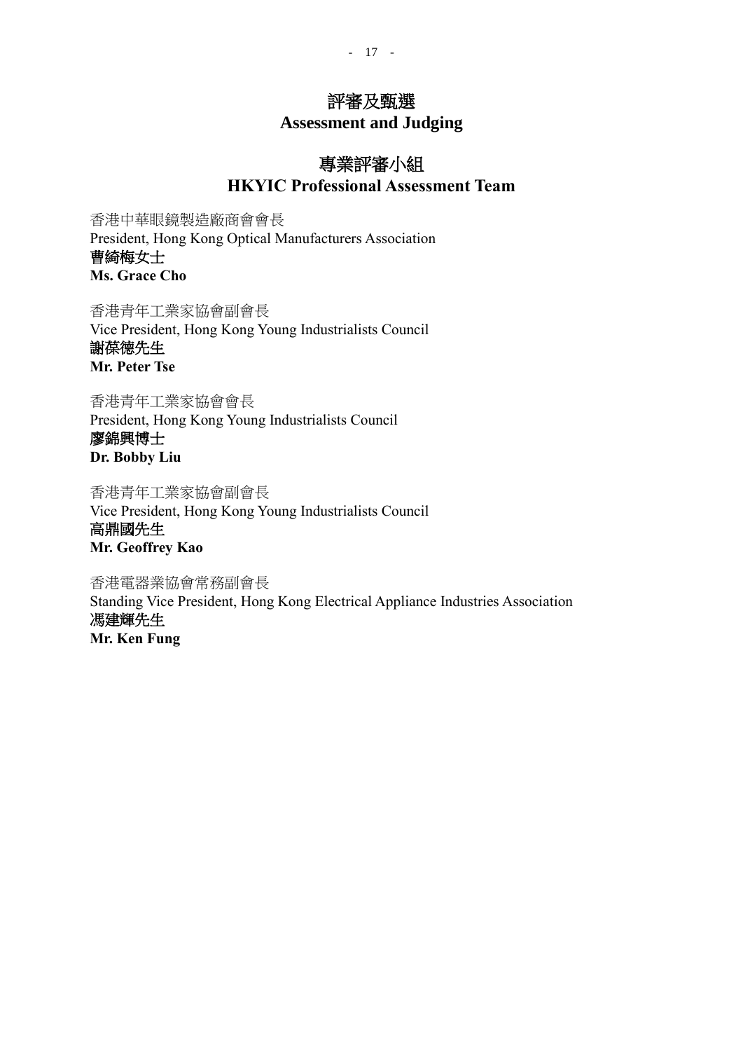# 評審及甄選
# Assessment and Judging

## 專業評審小組
## HKYIC Professional Assessment Team

香港中華眼鏡製造廠商會會長
President, Hong Kong Optical Manufacturers Association
**曹綺梅女士**
**Ms. Grace Cho**

香港青年工業家協會副會長
Vice President, Hong Kong Young Industrialists Council
**謝葆德先生**
**Mr. Peter Tse**

香港青年工業家協會會長
President, Hong Kong Young Industrialists Council
**廖錦興博士**
**Dr. Bobby Liu**

香港青年工業家協會副會長
Vice President, Hong Kong Young Industrialists Council
**高鼎國先生**
**Mr. Geoffrey Kao**

香港電器業協會常務副會長
Standing Vice President, Hong Kong Electrical Appliance Industries Association
**馮建輝先生**
**Mr. Ken Fung**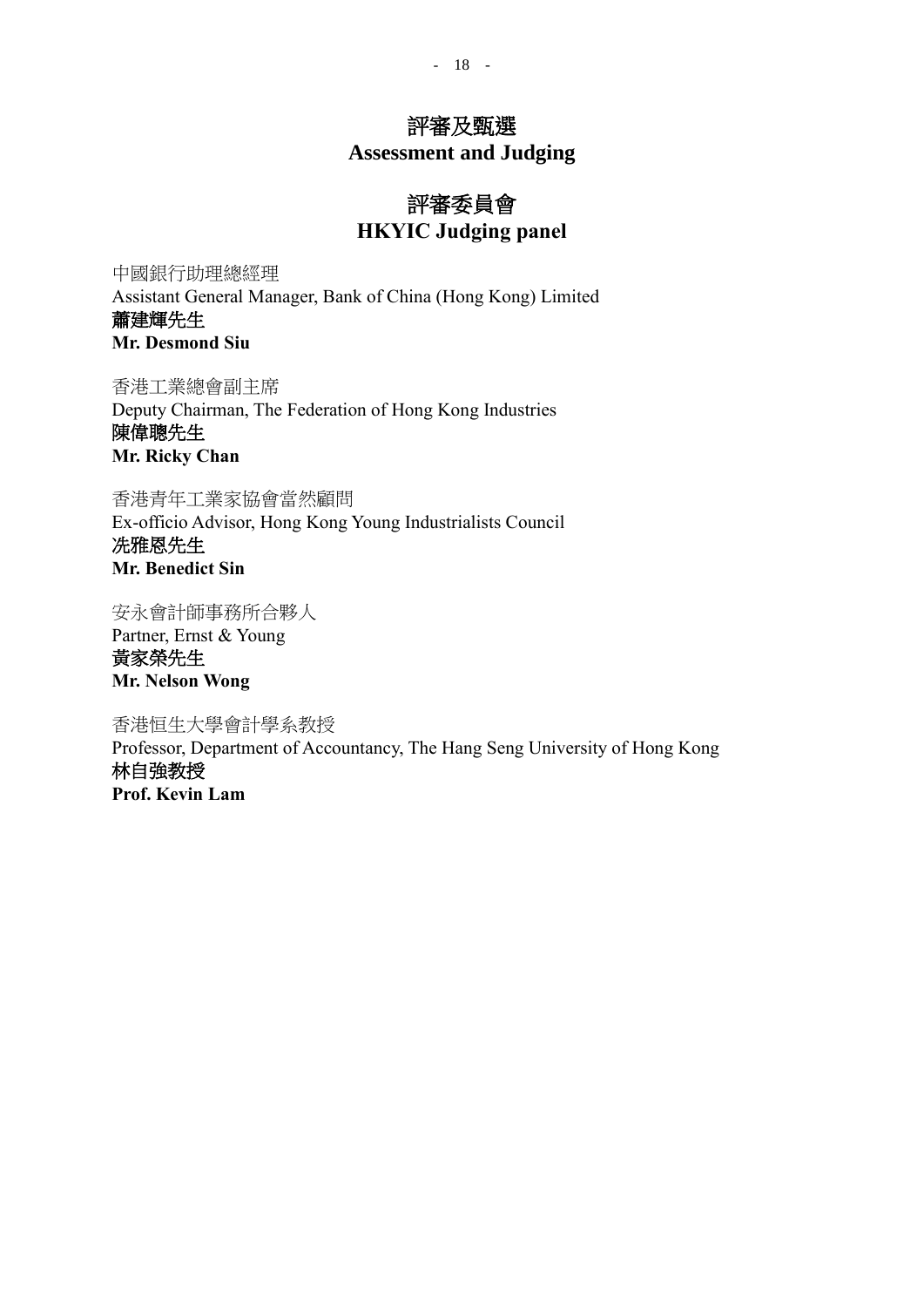# 評審及甄選
# Assessment and Judging

## 評審委員會
## HKYIC Judging panel

中國銀行助理總經理
Assistant General Manager, Bank of China (Hong Kong) Limited
**蕭建輝先生**
**Mr. Desmond Siu**

香港工業總會副主席
Deputy Chairman, The Federation of Hong Kong Industries
**陳偉聰先生**
**Mr. Ricky Chan**

香港青年工業家協會當然顧問
Ex-officio Advisor, Hong Kong Young Industrialists Council
**冼雅恩先生**
**Mr. Benedict Sin**

安永會計師事務所合夥人
Partner, Ernst & Young
**黃家榮先生**
**Mr. Nelson Wong**

香港恒生大學會計學系教授
Professor, Department of Accountancy, The Hang Seng University of Hong Kong
**林自強教授**
**Prof. Kevin Lam**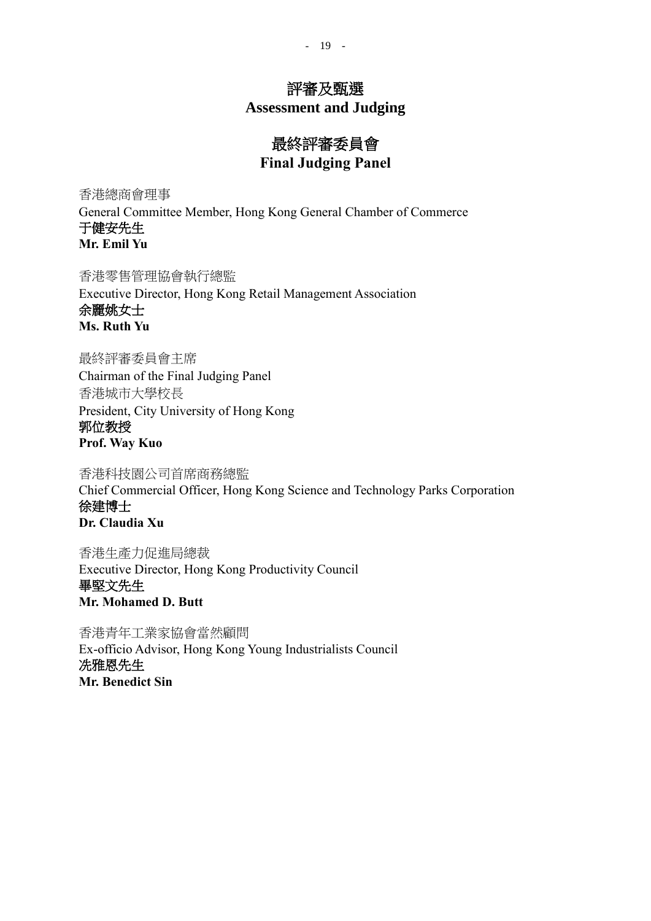# 評審及甄選
# Assessment and Judging

## 最終評審委員會
## Final Judging Panel

香港總商會理事
General Committee Member, Hong Kong General Chamber of Commerce
**于健安先生**
**Mr. Emil Yu**

香港零售管理協會執行總監
Executive Director, Hong Kong Retail Management Association
**余麗姚女士**
**Ms. Ruth Yu**

最終評審委員會主席
Chairman of the Final Judging Panel
香港城市大學校長
President, City University of Hong Kong
**郭位教授**
**Prof. Way Kuo**

香港科技園公司首席商務總監
Chief Commercial Officer, Hong Kong Science and Technology Parks Corporation
**徐建博士**
**Dr. Claudia Xu**

香港生產力促進局總裁
Executive Director, Hong Kong Productivity Council
**畢堅文先生**
**Mr. Mohamed D. Butt**

香港青年工業家協會當然顧問
Ex-officio Advisor, Hong Kong Young Industrialists Council
**冼雅恩先生**
**Mr. Benedict Sin**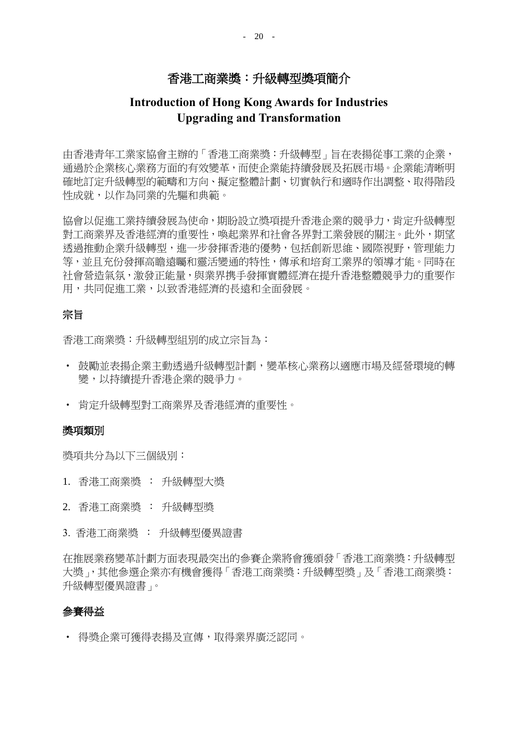# 香港工商業獎：升級轉型獎項簡介

## Introduction of Hong Kong Awards for Industries Upgrading and Transformation

由香港青年工業家協會主辦的「香港工商業獎：升級轉型」旨在表揚從事工業的企業，通過於企業核心業務方面的有效變革，而使企業能持續發展及拓展市場。企業能清晰明確地訂定升級轉型的範疇和方向、擬定整體計劃、切實執行和適時作出調整、取得階段性成就，以作為同業的先驅和典範。

協會以促進工業持續發展為使命，期盼設立獎項提升香港企業的競爭力，肯定升級轉型對工商業界及香港經濟的重要性，喚起業界和社會各界對工業發展的關注。此外，期望透過推動企業升級轉型，進一步發揮香港的優勢，包括創新思維、國際視野，管理能力等，並且充份發揮高瞻遠矚和靈活變通的特性，傳承和培育工業界的領導才能。同時在社會營造氣氛，激發正能量，與業界携手發揮實體經濟在提升香港整體競爭力的重要作用，共同促進工業，以致香港經濟的長遠和全面發展。

### 宗旨

香港工商業獎：升級轉型組別的成立宗旨為：

- 鼓勵並表揚企業主動透過升級轉型計劃，變革核心業務以適應市場及經營環境的轉變，以持續提升香港企業的競爭力。
- 肯定升級轉型對工商業界及香港經濟的重要性。

### 獎項類別

獎項共分為以下三個級別：

1. 香港工商業獎 ： 升級轉型大獎
2. 香港工商業獎 ： 升級轉型獎
3. 香港工商業獎 ： 升級轉型優異證書

在推展業務變革計劃方面表現最突出的參賽企業將會獲頒發「香港工商業獎：升級轉型大獎」，其他參選企業亦有機會獲得「香港工商業獎：升級轉型獎」及「香港工商業獎：升級轉型優異證書」。

### 參賽得益

- 得獎企業可獲得表揚及宣傳，取得業界廣泛認同。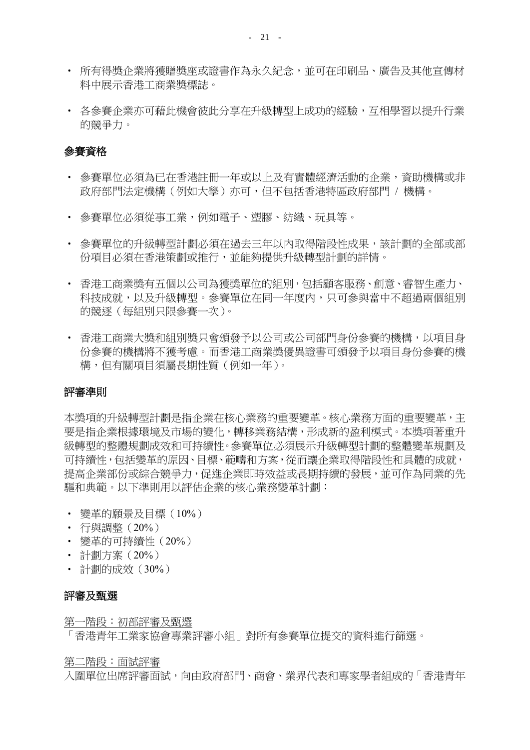- 所有得獎企業將獲贈獎座或證書作為永久紀念，並可在印刷品、廣告及其他宣傳材料中展示香港工商業獎標誌。

- 各參賽企業亦可藉此機會彼此分享在升級轉型上成功的經驗，互相學習以提升行業的競爭力。

**參賽資格**

- 參賽單位必須為已在香港註冊一年或以上及有實體經濟活動的企業，資助機構或非政府部門法定機構（例如大學）亦可，但不包括香港特區政府部門 / 機構。

- 參賽單位必須從事工業，例如電子、塑膠、紡織、玩具等。

- 參賽單位的升級轉型計劃必須在過去三年以內取得階段性成果，該計劃的全部或部份項目必須在香港策劃或推行，並能夠提供升級轉型計劃的詳情。

- 香港工商業獎有五個以公司為獲獎單位的組別，包括顧客服務、創意、睿智生產力、科技成就，以及升級轉型。參賽單位在同一年度內，只可參與當中不超過兩個組別的競逐（每組別只限參賽一次）。

- 香港工商業大獎和組別獎只會頒發予以公司或公司部門身份參賽的機構，以項目身份參賽的機構將不獲考慮。而香港工商業獎優異證書可頒發予以項目身份參賽的機構，但有關項目須屬長期性質（例如一年）。

**評審準則**

本獎項的升級轉型計劃是指企業在核心業務的重要變革。核心業務方面的重要變革，主要是指企業根據環境及市場的變化，轉移業務結構，形成新的盈利模式。本獎項著重升級轉型的整體規劃成效和可持續性。參賽單位必須展示升級轉型計劃的整體變革規劃及可持續性，包括變革的原因、目標、範疇和方案，從而讓企業取得階段性和具體的成就，提高企業部份或綜合競爭力，促進企業即時效益或長期持續的發展，並可作為同業的先驅和典範。以下準則用以評估企業的核心業務變革計劃：

- 變革的願景及目標（10%）
- 行與調整（20%）
- 變革的可持續性（20%）
- 計劃方案（20%）
- 計劃的成效（30%）

**評審及甄選**

<u>第一階段：初部評審及甄選</u>
「香港青年工業家協會專業評審小組」對所有參賽單位提交的資料進行篩選。

<u>第二階段：面試評審</u>
入圍單位出席評審面試，向由政府部門、商會、業界代表和專家學者組成的「香港青年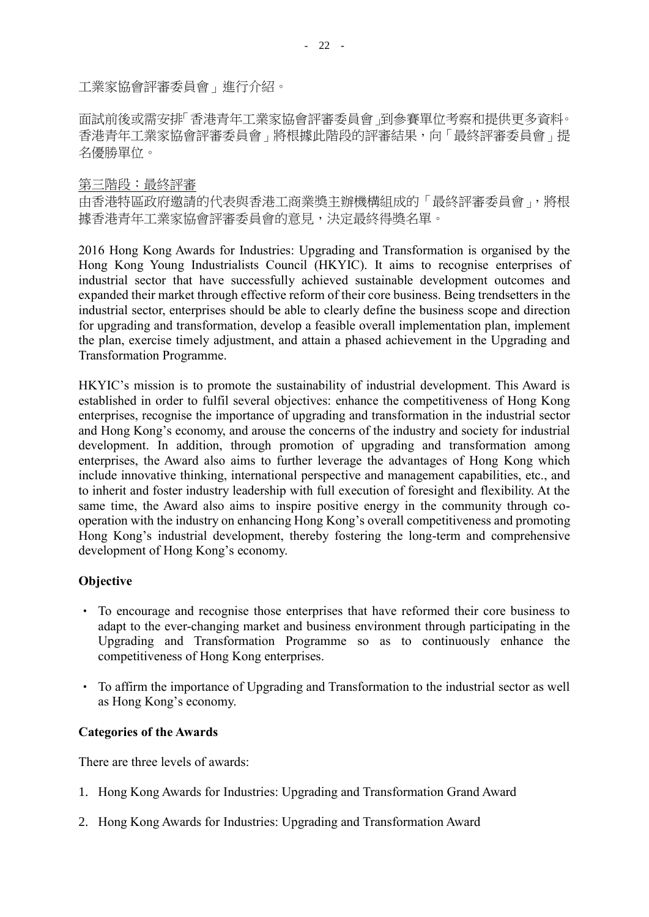工業家協會評審委員會」進行介紹。

面試前後或需安排「香港青年工業家協會評審委員會」到參賽單位考察和提供更多資料。香港青年工業家協會評審委員會」將根據此階段的評審結果，向「最終評審委員會」提名優勝單位。

<u>第三階段：最終評審</u>

由香港特區政府邀請的代表與香港工商業獎主辦機構組成的「最終評審委員會」，將根據香港青年工業家協會評審委員會的意見，決定最終得獎名單。

2016 Hong Kong Awards for Industries: Upgrading and Transformation is organised by the Hong Kong Young Industrialists Council (HKYIC). It aims to recognise enterprises of industrial sector that have successfully achieved sustainable development outcomes and expanded their market through effective reform of their core business. Being trendsetters in the industrial sector, enterprises should be able to clearly define the business scope and direction for upgrading and transformation, develop a feasible overall implementation plan, implement the plan, exercise timely adjustment, and attain a phased achievement in the Upgrading and Transformation Programme.

HKYIC's mission is to promote the sustainability of industrial development. This Award is established in order to fulfil several objectives: enhance the competitiveness of Hong Kong enterprises, recognise the importance of upgrading and transformation in the industrial sector and Hong Kong's economy, and arouse the concerns of the industry and society for industrial development. In addition, through promotion of upgrading and transformation among enterprises, the Award also aims to further leverage the advantages of Hong Kong which include innovative thinking, international perspective and management capabilities, etc., and to inherit and foster industry leadership with full execution of foresight and flexibility. At the same time, the Award also aims to inspire positive energy in the community through co-operation with the industry on enhancing Hong Kong's overall competitiveness and promoting Hong Kong's industrial development, thereby fostering the long-term and comprehensive development of Hong Kong's economy.

**Objective**

- To encourage and recognise those enterprises that have reformed their core business to adapt to the ever-changing market and business environment through participating in the Upgrading and Transformation Programme so as to continuously enhance the competitiveness of Hong Kong enterprises.
- To affirm the importance of Upgrading and Transformation to the industrial sector as well as Hong Kong's economy.

**Categories of the Awards**

There are three levels of awards:

1. Hong Kong Awards for Industries: Upgrading and Transformation Grand Award
2. Hong Kong Awards for Industries: Upgrading and Transformation Award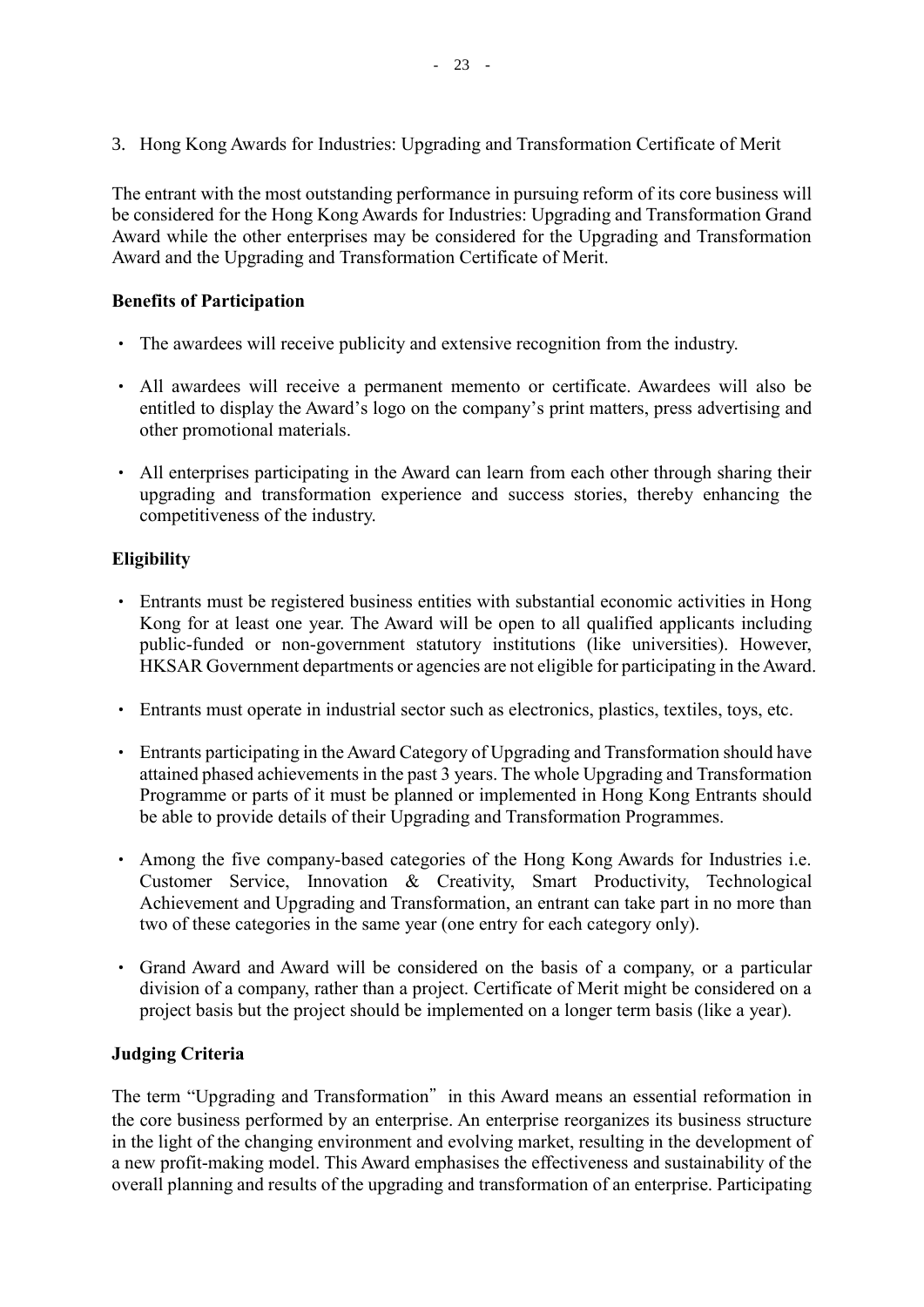3. Hong Kong Awards for Industries: Upgrading and Transformation Certificate of Merit

The entrant with the most outstanding performance in pursuing reform of its core business will be considered for the Hong Kong Awards for Industries: Upgrading and Transformation Grand Award while the other enterprises may be considered for the Upgrading and Transformation Award and the Upgrading and Transformation Certificate of Merit.

**Benefits of Participation**

- The awardees will receive publicity and extensive recognition from the industry.
- All awardees will receive a permanent memento or certificate. Awardees will also be entitled to display the Award's logo on the company's print matters, press advertising and other promotional materials.
- All enterprises participating in the Award can learn from each other through sharing their upgrading and transformation experience and success stories, thereby enhancing the competitiveness of the industry.

**Eligibility**

- Entrants must be registered business entities with substantial economic activities in Hong Kong for at least one year. The Award will be open to all qualified applicants including public-funded or non-government statutory institutions (like universities). However, HKSAR Government departments or agencies are not eligible for participating in the Award.
- Entrants must operate in industrial sector such as electronics, plastics, textiles, toys, etc.
- Entrants participating in the Award Category of Upgrading and Transformation should have attained phased achievements in the past 3 years. The whole Upgrading and Transformation Programme or parts of it must be planned or implemented in Hong Kong Entrants should be able to provide details of their Upgrading and Transformation Programmes.
- Among the five company-based categories of the Hong Kong Awards for Industries i.e. Customer Service, Innovation & Creativity, Smart Productivity, Technological Achievement and Upgrading and Transformation, an entrant can take part in no more than two of these categories in the same year (one entry for each category only).
- Grand Award and Award will be considered on the basis of a company, or a particular division of a company, rather than a project. Certificate of Merit might be considered on a project basis but the project should be implemented on a longer term basis (like a year).

**Judging Criteria**

The term "Upgrading and Transformation" in this Award means an essential reformation in the core business performed by an enterprise. An enterprise reorganizes its business structure in the light of the changing environment and evolving market, resulting in the development of a new profit-making model. This Award emphasises the effectiveness and sustainability of the overall planning and results of the upgrading and transformation of an enterprise. Participating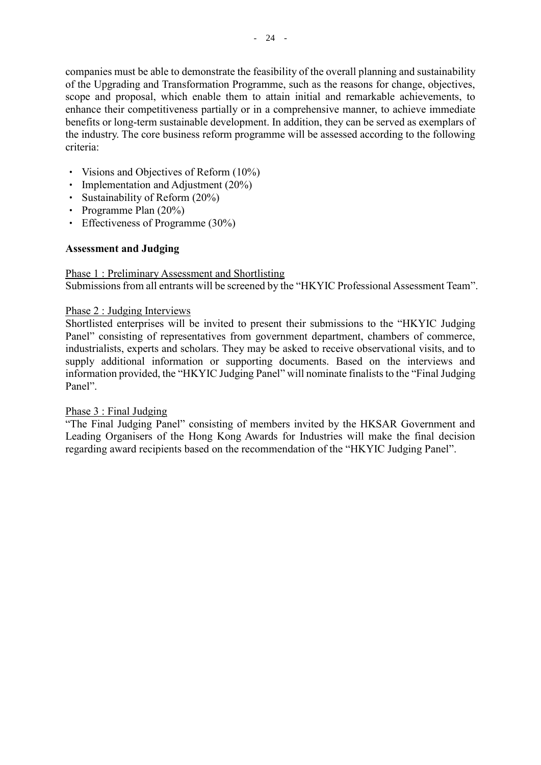companies must be able to demonstrate the feasibility of the overall planning and sustainability of the Upgrading and Transformation Programme, such as the reasons for change, objectives, scope and proposal, which enable them to attain initial and remarkable achievements, to enhance their competitiveness partially or in a comprehensive manner, to achieve immediate benefits or long-term sustainable development. In addition, they can be served as exemplars of the industry. The core business reform programme will be assessed according to the following criteria:

- Visions and Objectives of Reform (10%)
- Implementation and Adjustment (20%)
- Sustainability of Reform (20%)
- Programme Plan (20%)
- Effectiveness of Programme (30%)

**Assessment and Judging**

Phase 1 : Preliminary Assessment and Shortlisting

Submissions from all entrants will be screened by the "HKYIC Professional Assessment Team".

Phase 2 : Judging Interviews

Shortlisted enterprises will be invited to present their submissions to the "HKYIC Judging Panel" consisting of representatives from government department, chambers of commerce, industrialists, experts and scholars. They may be asked to receive observational visits, and to supply additional information or supporting documents. Based on the interviews and information provided, the "HKYIC Judging Panel" will nominate finalists to the "Final Judging Panel".

Phase 3 : Final Judging

"The Final Judging Panel" consisting of members invited by the HKSAR Government and Leading Organisers of the Hong Kong Awards for Industries will make the final decision regarding award recipients based on the recommendation of the "HKYIC Judging Panel".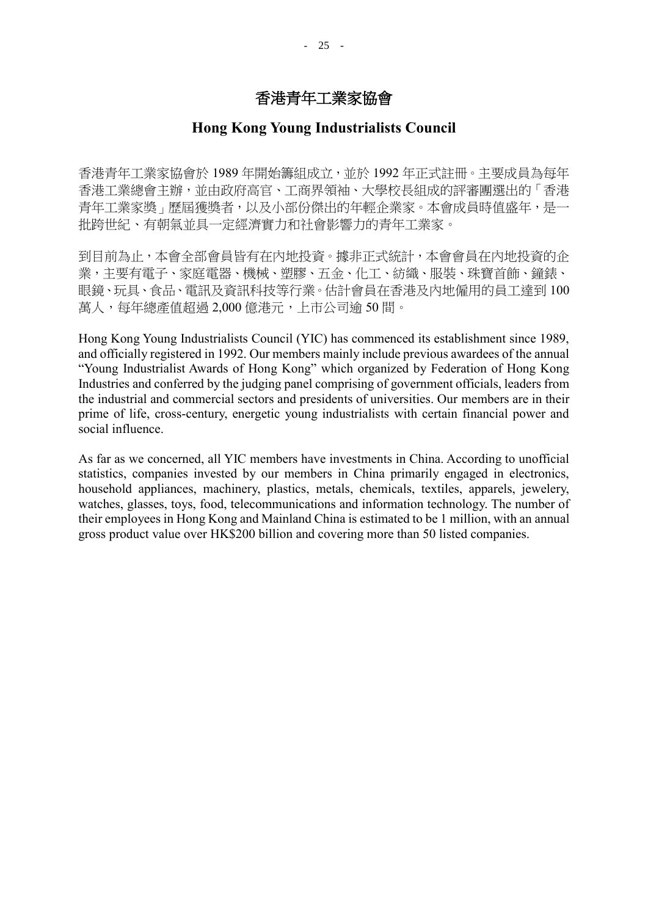# 香港青年工業家協會

## Hong Kong Young Industrialists Council

香港青年工業家協會於 1989 年開始籌組成立，並於 1992 年正式註冊。主要成員為每年香港工業總會主辦，並由政府高官、工商界領袖、大學校長組成的評審團選出的「香港青年工業家獎」歷屆獲獎者，以及小部份傑出的年輕企業家。本會成員時值盛年，是一批跨世紀、有朝氣並具一定經濟實力和社會影響力的青年工業家。

到目前為止，本會全部會員皆有在內地投資。據非正式統計，本會會員在內地投資的企業，主要有電子、家庭電器、機械、塑膠、五金、化工、紡織、服裝、珠寶首飾、鐘錶、眼鏡、玩具、食品、電訊及資訊科技等行業。估計會員在香港及內地僱用的員工達到 100 萬人，每年總產值超過 2,000 億港元，上市公司逾 50 間。

Hong Kong Young Industrialists Council (YIC) has commenced its establishment since 1989, and officially registered in 1992. Our members mainly include previous awardees of the annual "Young Industrialist Awards of Hong Kong" which organized by Federation of Hong Kong Industries and conferred by the judging panel comprising of government officials, leaders from the industrial and commercial sectors and presidents of universities. Our members are in their prime of life, cross-century, energetic young industrialists with certain financial power and social influence.

As far as we concerned, all YIC members have investments in China. According to unofficial statistics, companies invested by our members in China primarily engaged in electronics, household appliances, machinery, plastics, metals, chemicals, textiles, apparels, jewelery, watches, glasses, toys, food, telecommunications and information technology. The number of their employees in Hong Kong and Mainland China is estimated to be 1 million, with an annual gross product value over HK$200 billion and covering more than 50 listed companies.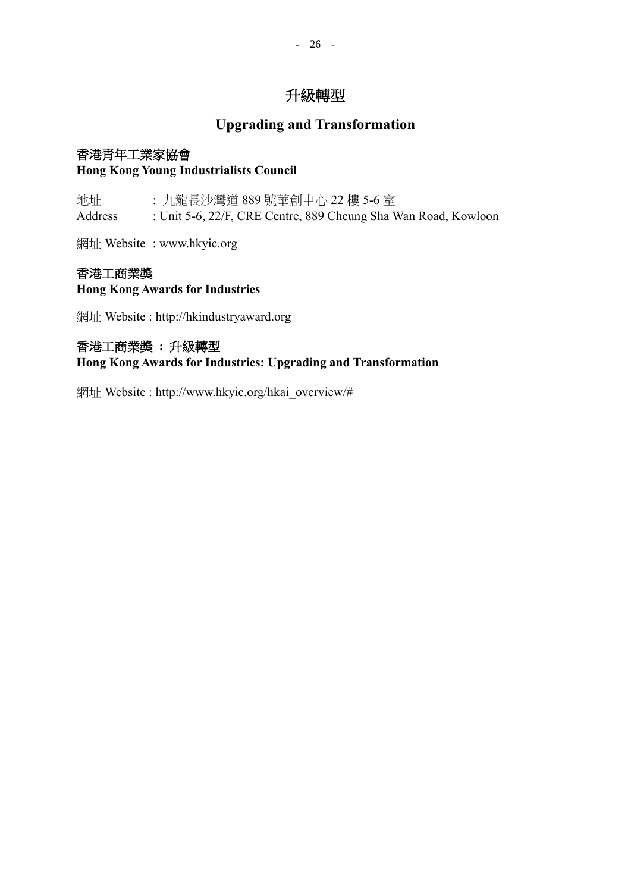# 升級轉型

# Upgrading and Transformation

## 香港青年工業家協會
**Hong Kong Young Industrialists Council**

地址　　: 九龍長沙灣道 889 號華創中心 22 樓 5-6 室
Address　: Unit 5-6, 22/F, CRE Centre, 889 Cheung Sha Wan Road, Kowloon

網址 Website : www.hkyic.org

## 香港工商業獎
**Hong Kong Awards for Industries**

網址 Website : http://hkindustryaward.org

## 香港工商業獎 ： 升級轉型
**Hong Kong Awards for Industries: Upgrading and Transformation**

網址 Website : http://www.hkyic.org/hkai_overview/#